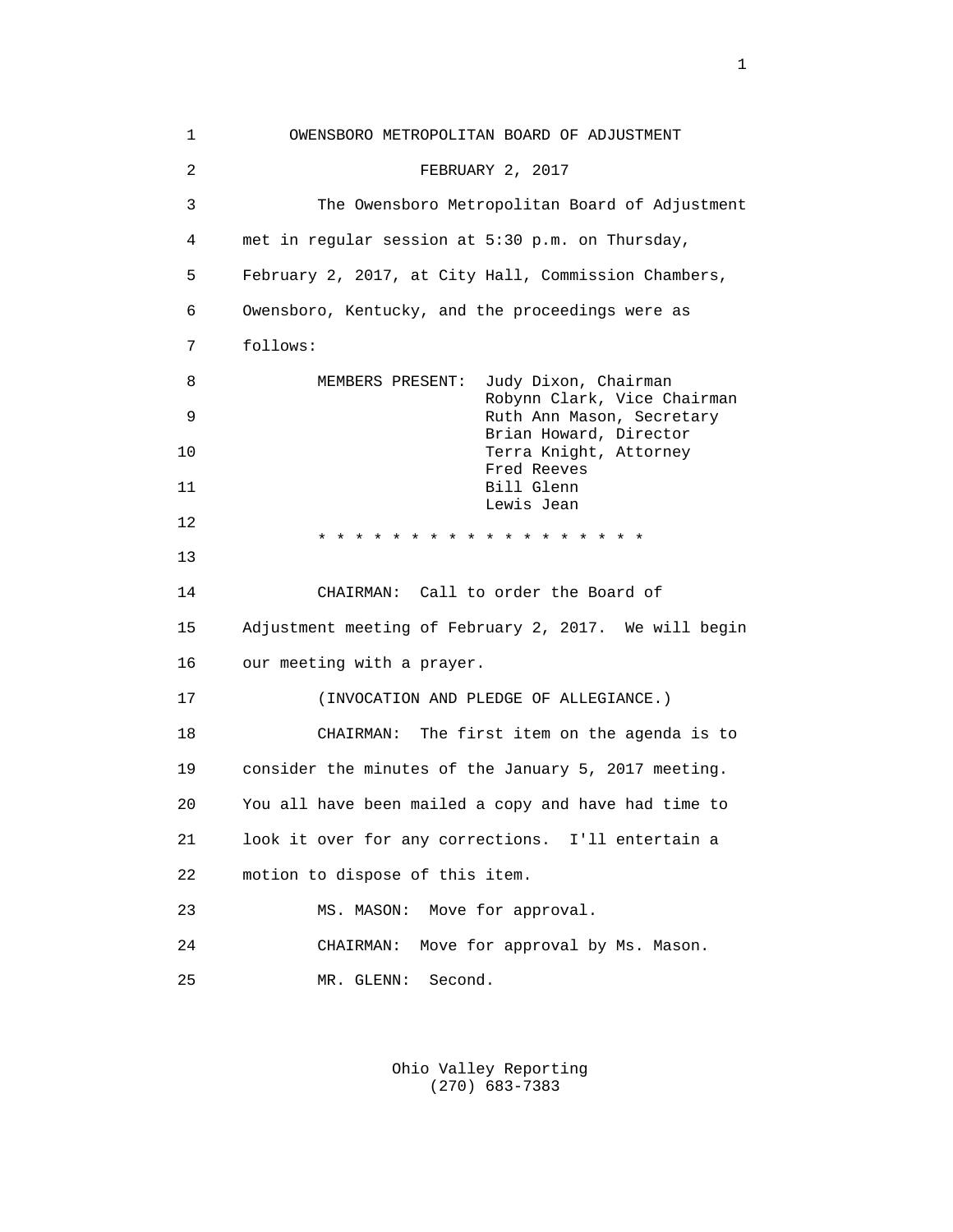# OWENSBORO METROPOLITAN BOARD OF ADJUSTMENT

FEBRUARY 2, 2017

The Owensboro Metropolitan Board of Adjustment met in regular session at 5:30 p.m. on Thursday, February 2, 2017, at City Hall, Commission Chambers, Owensboro, Kentucky, and the proceedings were as follows:

MEMBERS PRESENT:
- Judy Dixon, Chairman
- Robynn Clark, Vice Chairman
- Ruth Ann Mason, Secretary
- Brian Howard, Director
- Terra Knight, Attorney
- Fred Reeves
- Bill Glenn
- Lewis Jean

* * * * * * * * * * * * * * * * * * *

CHAIRMAN: Call to order the Board of Adjustment meeting of February 2, 2017. We will begin our meeting with a prayer.

(INVOCATION AND PLEDGE OF ALLEGIANCE.)

CHAIRMAN: The first item on the agenda is to consider the minutes of the January 5, 2017 meeting. You all have been mailed a copy and have had time to look it over for any corrections. I'll entertain a motion to dispose of this item.

MS. MASON: Move for approval.

CHAIRMAN: Move for approval by Ms. Mason.

MR. GLENN: Second.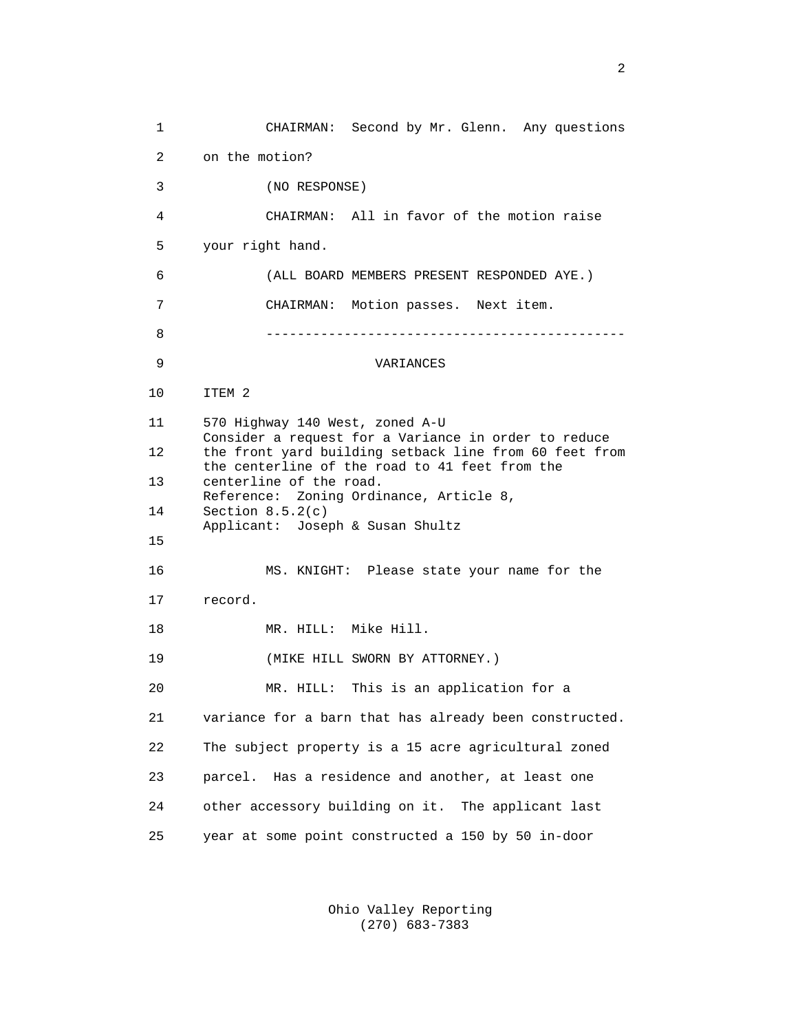CHAIRMAN: Second by Mr. Glenn. Any questions on the motion?

(NO RESPONSE)

CHAIRMAN: All in favor of the motion raise your right hand.

(ALL BOARD MEMBERS PRESENT RESPONDED AYE.)

CHAIRMAN: Motion passes. Next item.

---

VARIANCES

ITEM 2

570 Highway 140 West, zoned A-U
Consider a request for a Variance in order to reduce the front yard building setback line from 60 feet from the centerline of the road to 41 feet from the centerline of the road.
Reference: Zoning Ordinance, Article 8, Section 8.5.2(c)
Applicant: Joseph & Susan Shultz

MS. KNIGHT: Please state your name for the record.

MR. HILL: Mike Hill.

(MIKE HILL SWORN BY ATTORNEY.)

MR. HILL: This is an application for a variance for a barn that has already been constructed. The subject property is a 15 acre agricultural zoned parcel. Has a residence and another, at least one other accessory building on it. The applicant last year at some point constructed a 150 by 50 in-door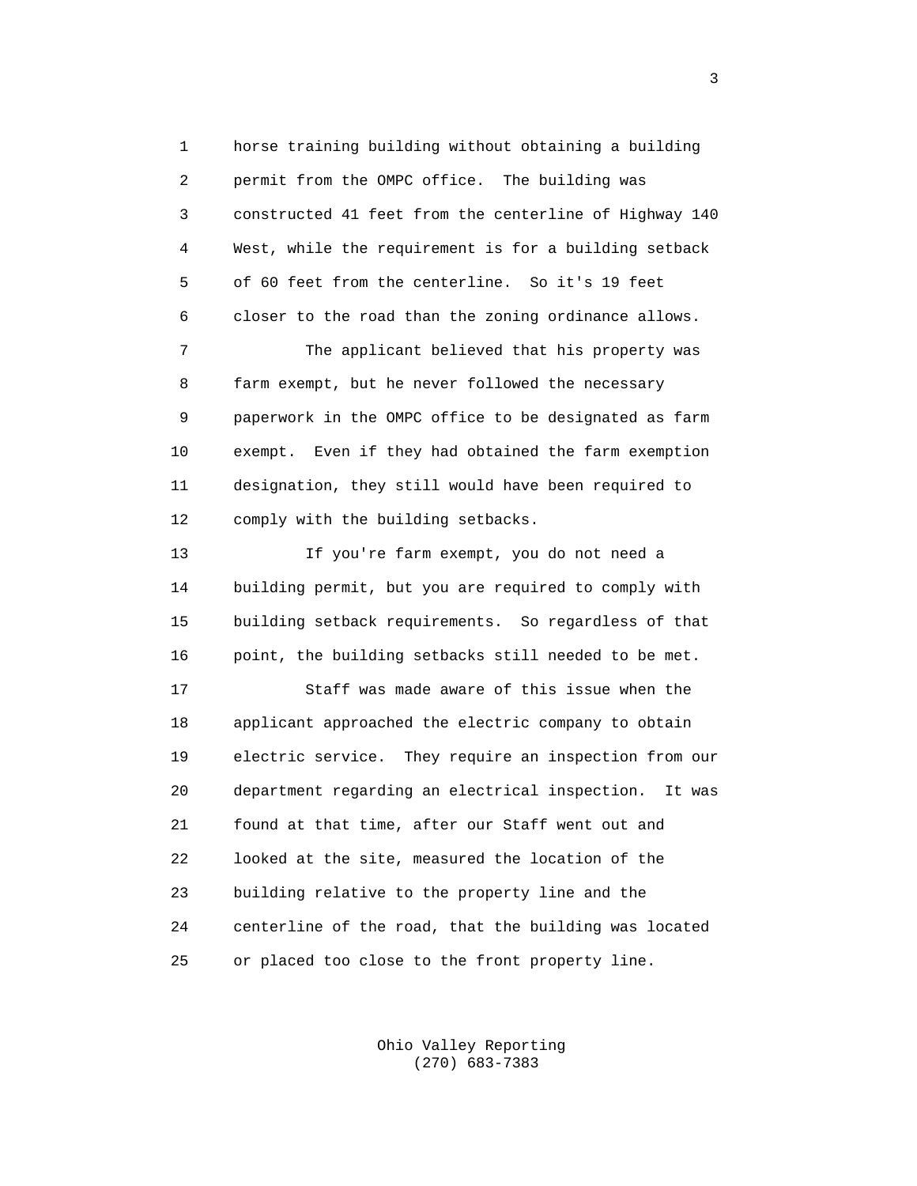horse training building without obtaining a building permit from the OMPC office. The building was constructed 41 feet from the centerline of Highway 140 West, while the requirement is for a building setback of 60 feet from the centerline. So it's 19 feet closer to the road than the zoning ordinance allows.

The applicant believed that his property was farm exempt, but he never followed the necessary paperwork in the OMPC office to be designated as farm exempt. Even if they had obtained the farm exemption designation, they still would have been required to comply with the building setbacks.

If you're farm exempt, you do not need a building permit, but you are required to comply with building setback requirements. So regardless of that point, the building setbacks still needed to be met.

Staff was made aware of this issue when the applicant approached the electric company to obtain electric service. They require an inspection from our department regarding an electrical inspection. It was found at that time, after our Staff went out and looked at the site, measured the location of the building relative to the property line and the centerline of the road, that the building was located or placed too close to the front property line.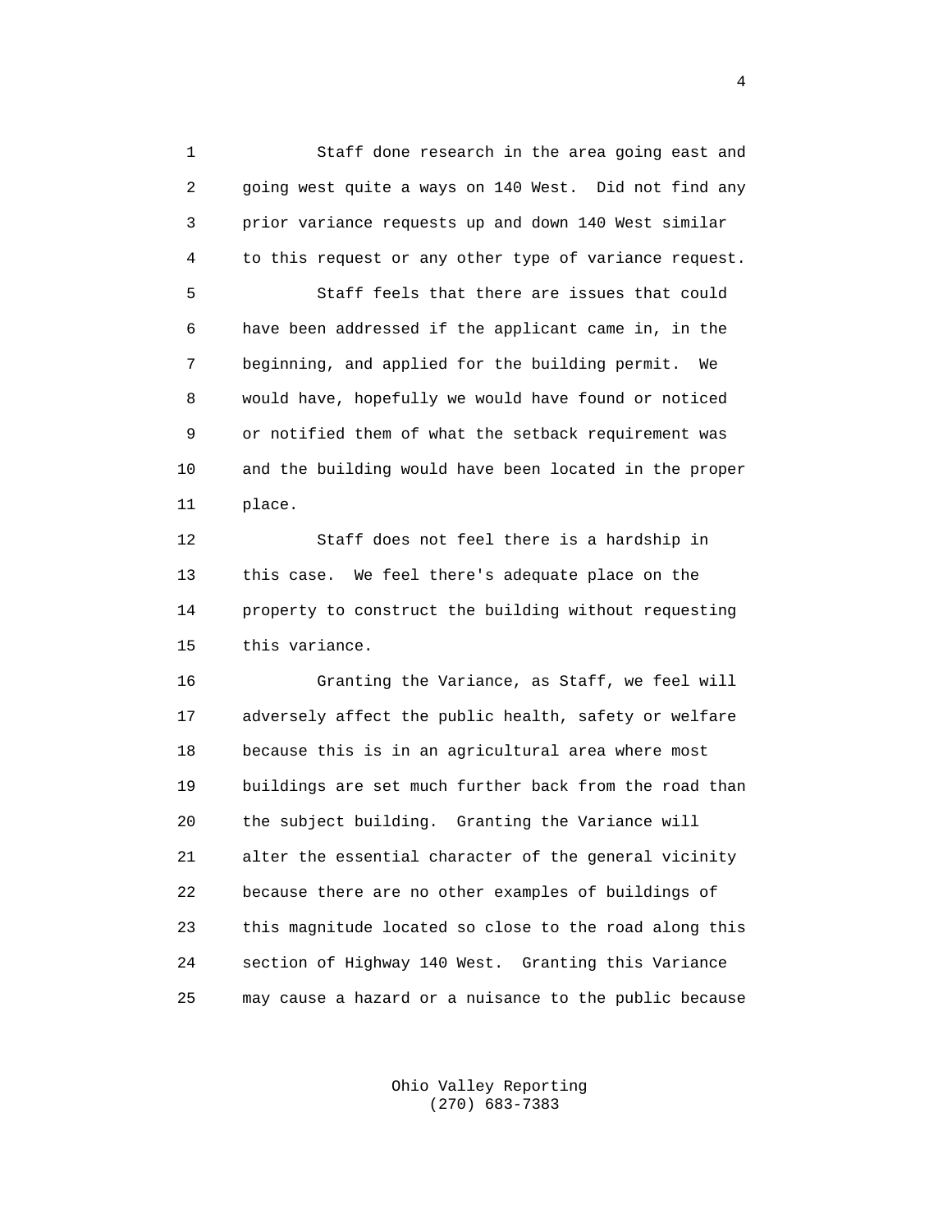Staff done research in the area going east and going west quite a ways on 140 West. Did not find any prior variance requests up and down 140 West similar to this request or any other type of variance request.

Staff feels that there are issues that could have been addressed if the applicant came in, in the beginning, and applied for the building permit. We would have, hopefully we would have found or noticed or notified them of what the setback requirement was and the building would have been located in the proper place.

Staff does not feel there is a hardship in this case. We feel there's adequate place on the property to construct the building without requesting this variance.

Granting the Variance, as Staff, we feel will adversely affect the public health, safety or welfare because this is in an agricultural area where most buildings are set much further back from the road than the subject building. Granting the Variance will alter the essential character of the general vicinity because there are no other examples of buildings of this magnitude located so close to the road along this section of Highway 140 West. Granting this Variance may cause a hazard or a nuisance to the public because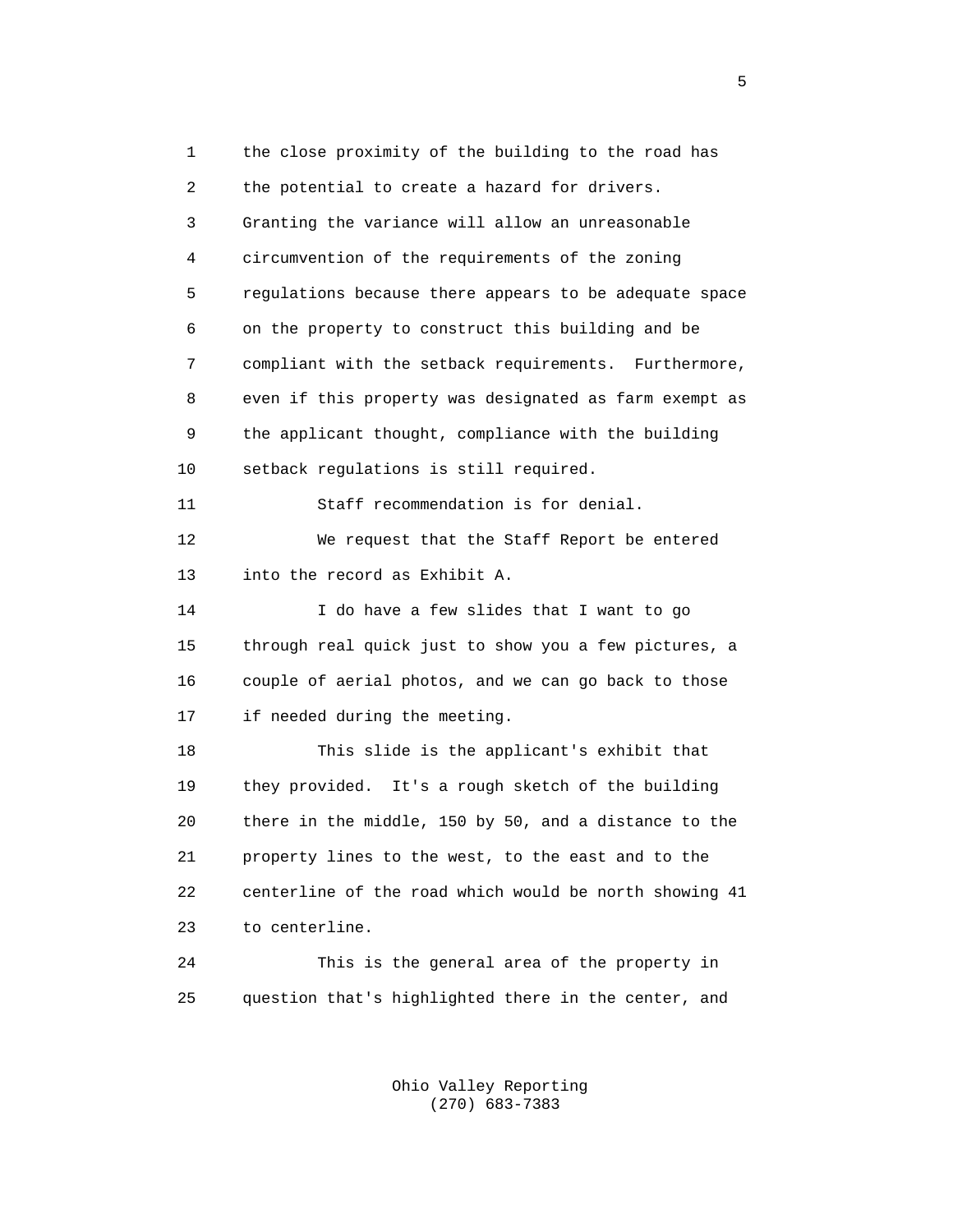the close proximity of the building to the road has the potential to create a hazard for drivers. Granting the variance will allow an unreasonable circumvention of the requirements of the zoning regulations because there appears to be adequate space on the property to construct this building and be compliant with the setback requirements. Furthermore, even if this property was designated as farm exempt as the applicant thought, compliance with the building setback regulations is still required.

Staff recommendation is for denial.

We request that the Staff Report be entered into the record as Exhibit A.

I do have a few slides that I want to go through real quick just to show you a few pictures, a couple of aerial photos, and we can go back to those if needed during the meeting.

This slide is the applicant's exhibit that they provided. It's a rough sketch of the building there in the middle, 150 by 50, and a distance to the property lines to the west, to the east and to the centerline of the road which would be north showing 41 to centerline.

This is the general area of the property in question that's highlighted there in the center, and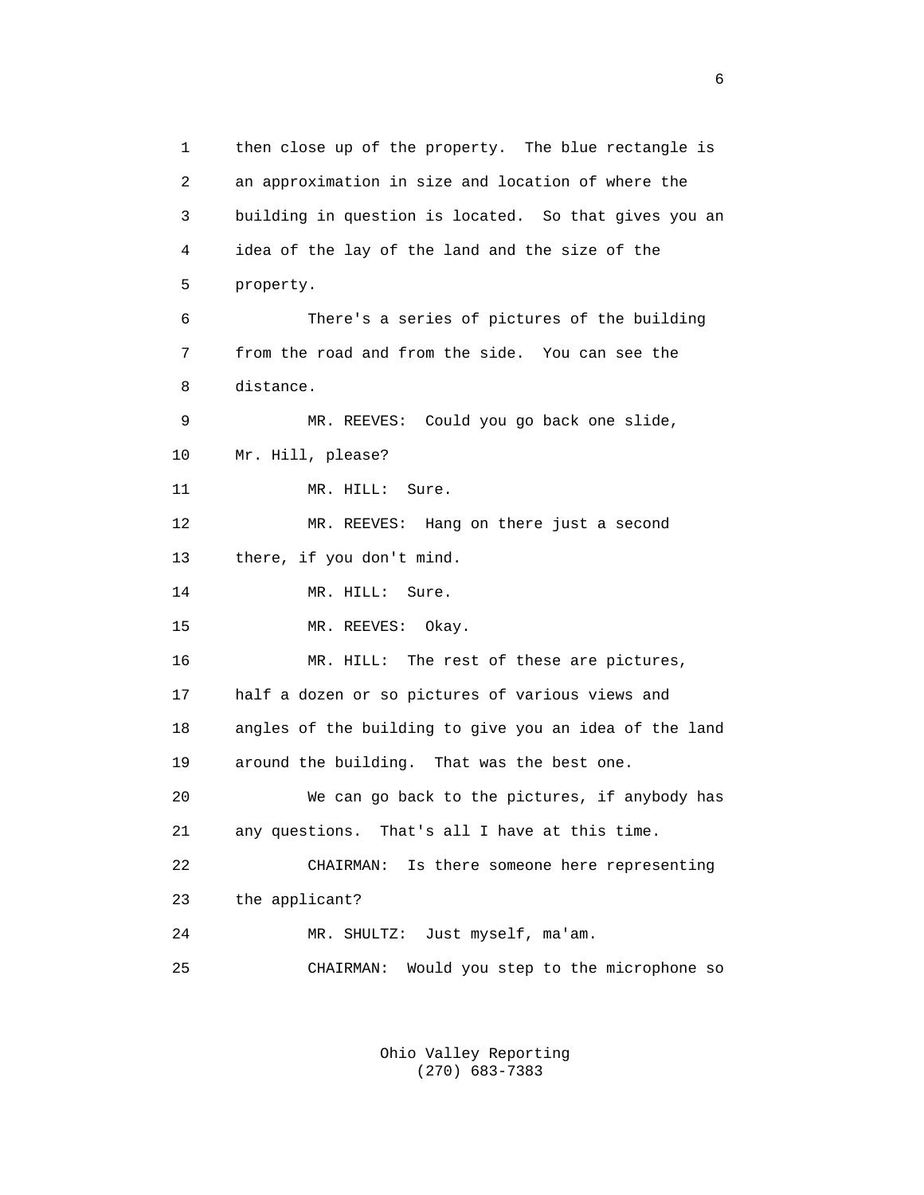1 then close up of the property. The blue rectangle is
2 an approximation in size and location of where the
3 building in question is located. So that gives you an
4 idea of the lay of the land and the size of the
5 property.
6 There's a series of pictures of the building
7 from the road and from the side. You can see the
8 distance.
9 MR. REEVES: Could you go back one slide,
10 Mr. Hill, please?
11 MR. HILL: Sure.
12 MR. REEVES: Hang on there just a second
13 there, if you don't mind.
14 MR. HILL: Sure.
15 MR. REEVES: Okay.
16 MR. HILL: The rest of these are pictures,
17 half a dozen or so pictures of various views and
18 angles of the building to give you an idea of the land
19 around the building. That was the best one.
20 We can go back to the pictures, if anybody has
21 any questions. That's all I have at this time.
22 CHAIRMAN: Is there someone here representing
23 the applicant?
24 MR. SHULTZ: Just myself, ma'am.
25 CHAIRMAN: Would you step to the microphone so

Ohio Valley Reporting
(270) 683-7383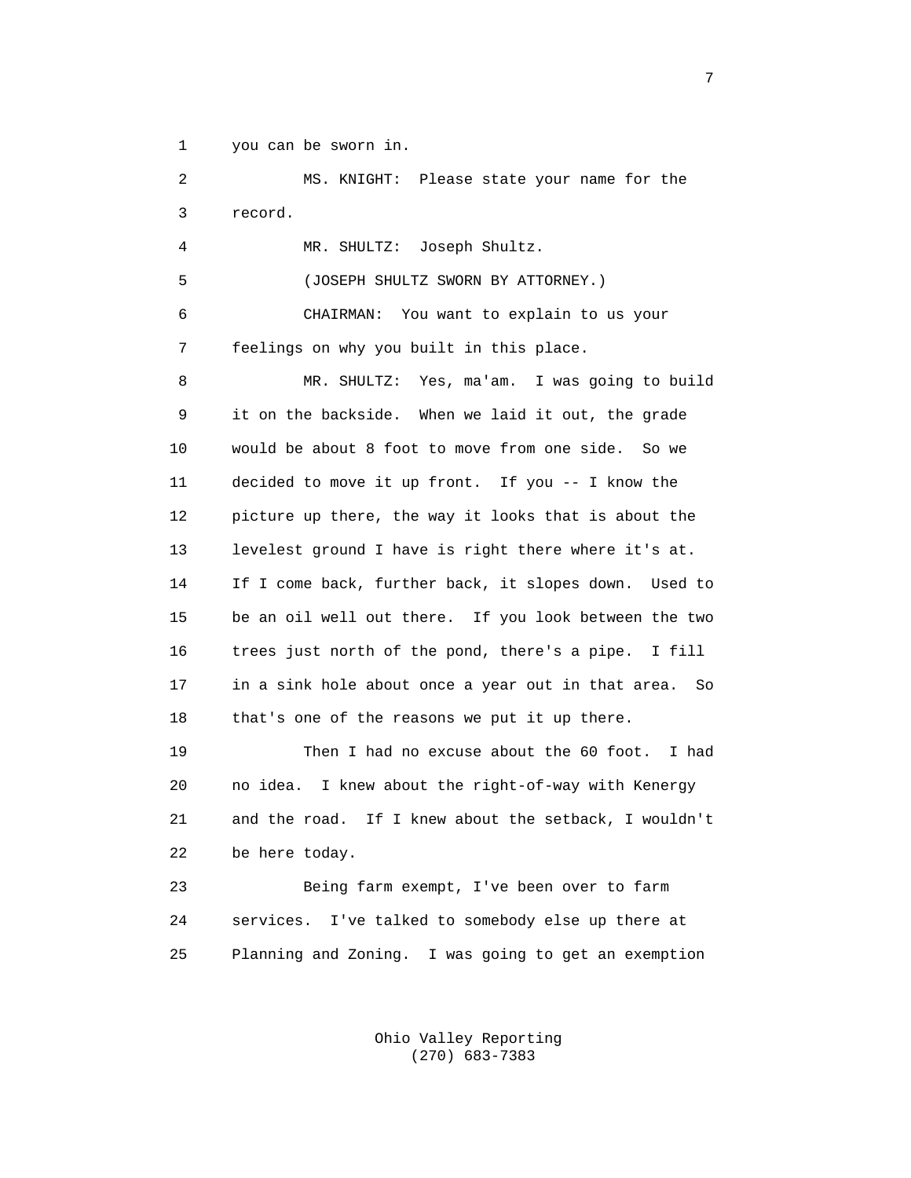you can be sworn in.

MS. KNIGHT: Please state your name for the record.

MR. SHULTZ: Joseph Shultz.

(JOSEPH SHULTZ SWORN BY ATTORNEY.)

CHAIRMAN: You want to explain to us your feelings on why you built in this place.

MR. SHULTZ: Yes, ma'am. I was going to build it on the backside. When we laid it out, the grade would be about 8 foot to move from one side. So we decided to move it up front. If you -- I know the picture up there, the way it looks that is about the levelest ground I have is right there where it's at. If I come back, further back, it slopes down. Used to be an oil well out there. If you look between the two trees just north of the pond, there's a pipe. I fill in a sink hole about once a year out in that area. So that's one of the reasons we put it up there.

Then I had no excuse about the 60 foot. I had no idea. I knew about the right-of-way with Kenergy and the road. If I knew about the setback, I wouldn't be here today.

Being farm exempt, I've been over to farm services. I've talked to somebody else up there at Planning and Zoning. I was going to get an exemption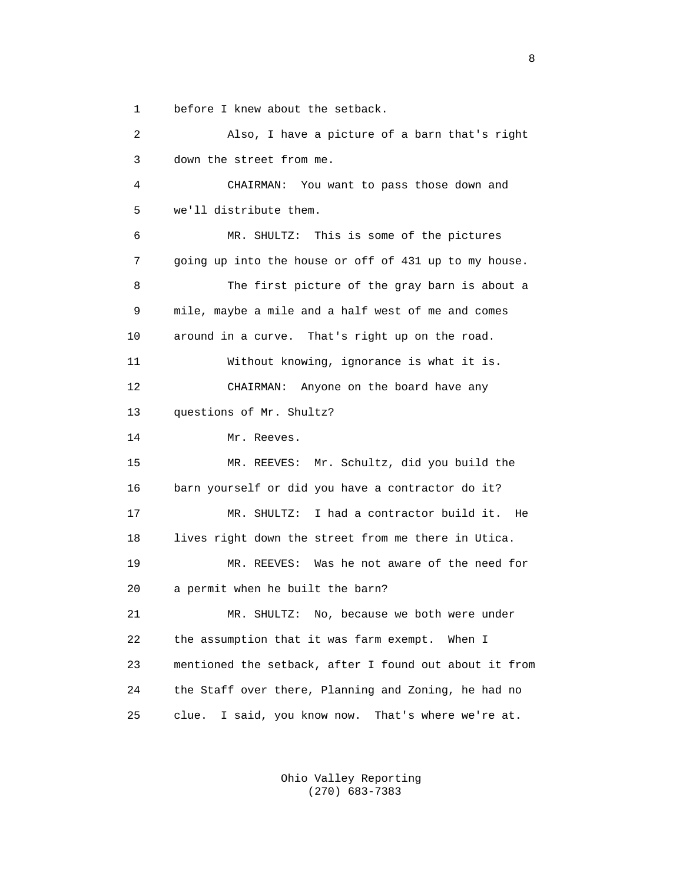before I knew about the setback.

Also, I have a picture of a barn that's right down the street from me.

CHAIRMAN: You want to pass those down and we'll distribute them.

MR. SHULTZ: This is some of the pictures going up into the house or off of 431 up to my house.

The first picture of the gray barn is about a mile, maybe a mile and a half west of me and comes around in a curve. That's right up on the road.

Without knowing, ignorance is what it is.

CHAIRMAN: Anyone on the board have any questions of Mr. Shultz?

Mr. Reeves.

MR. REEVES: Mr. Schultz, did you build the barn yourself or did you have a contractor do it?

MR. SHULTZ: I had a contractor build it. He lives right down the street from me there in Utica.

MR. REEVES: Was he not aware of the need for a permit when he built the barn?

MR. SHULTZ: No, because we both were under the assumption that it was farm exempt. When I mentioned the setback, after I found out about it from the Staff over there, Planning and Zoning, he had no clue. I said, you know now. That's where we're at.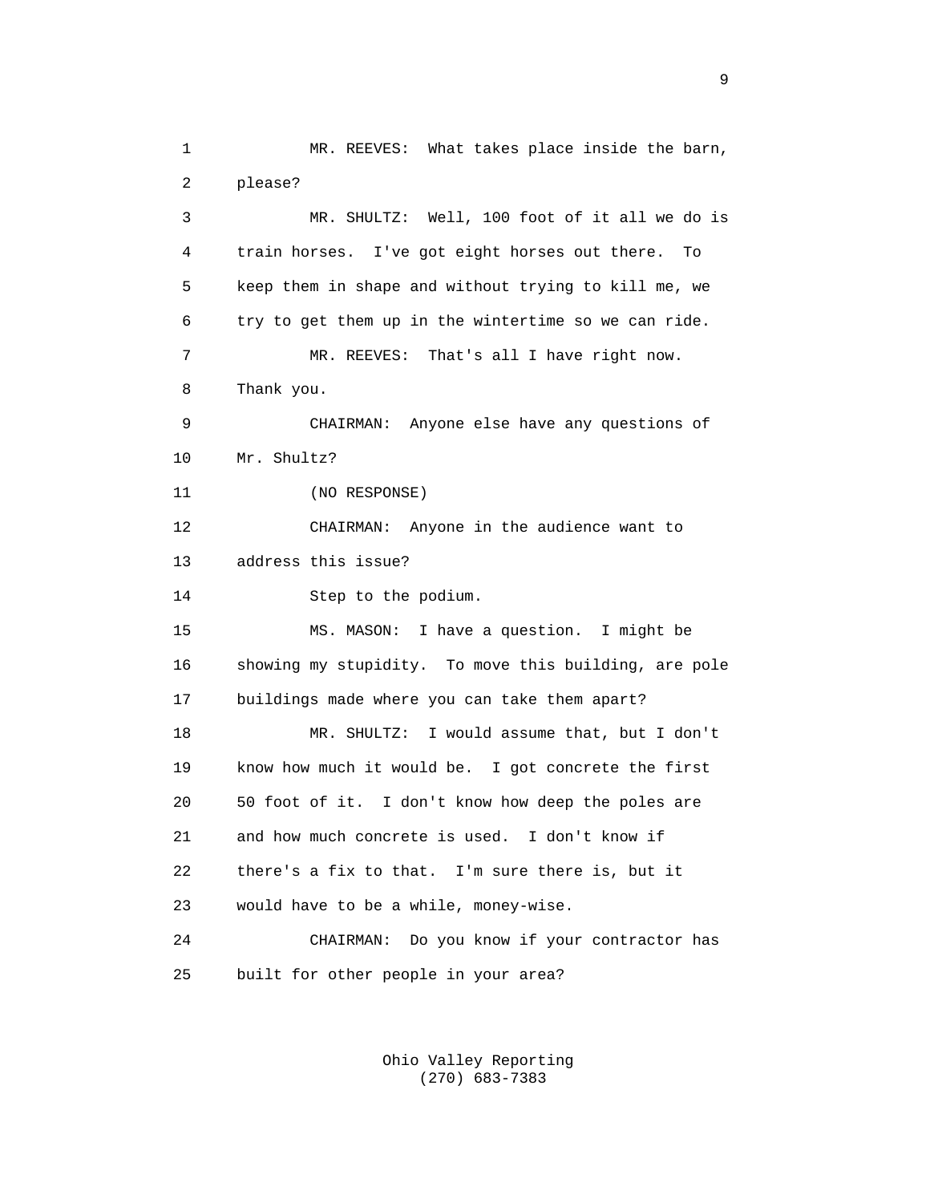MR. REEVES: What takes place inside the barn, please?

MR. SHULTZ: Well, 100 foot of it all we do is train horses. I've got eight horses out there. To keep them in shape and without trying to kill me, we try to get them up in the wintertime so we can ride.

MR. REEVES: That's all I have right now. Thank you.

CHAIRMAN: Anyone else have any questions of Mr. Shultz?

(NO RESPONSE)

CHAIRMAN: Anyone in the audience want to address this issue?

Step to the podium.

MS. MASON: I have a question. I might be showing my stupidity. To move this building, are pole buildings made where you can take them apart?

MR. SHULTZ: I would assume that, but I don't know how much it would be. I got concrete the first 50 foot of it. I don't know how deep the poles are and how much concrete is used. I don't know if there's a fix to that. I'm sure there is, but it would have to be a while, money-wise.

CHAIRMAN: Do you know if your contractor has built for other people in your area?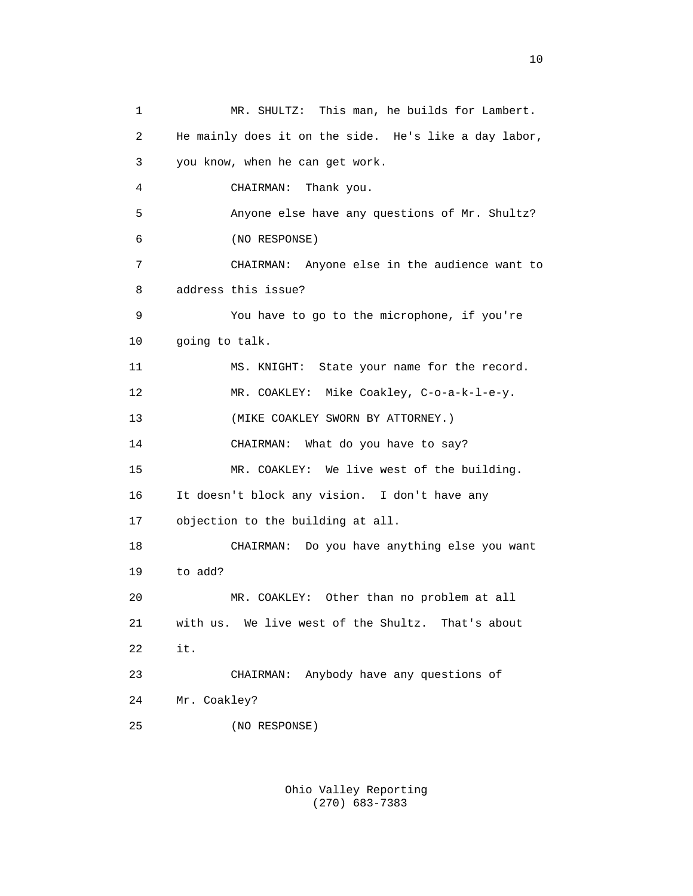MR. SHULTZ: This man, he builds for Lambert. He mainly does it on the side. He's like a day labor, you know, when he can get work.

CHAIRMAN: Thank you.

Anyone else have any questions of Mr. Shultz?

(NO RESPONSE)

CHAIRMAN: Anyone else in the audience want to address this issue?

You have to go to the microphone, if you're going to talk.

MS. KNIGHT: State your name for the record.

MR. COAKLEY: Mike Coakley, C-o-a-k-l-e-y.

(MIKE COAKLEY SWORN BY ATTORNEY.)

CHAIRMAN: What do you have to say?

MR. COAKLEY: We live west of the building. It doesn't block any vision. I don't have any objection to the building at all.

CHAIRMAN: Do you have anything else you want to add?

MR. COAKLEY: Other than no problem at all with us. We live west of the Shultz. That's about it.

CHAIRMAN: Anybody have any questions of Mr. Coakley?

(NO RESPONSE)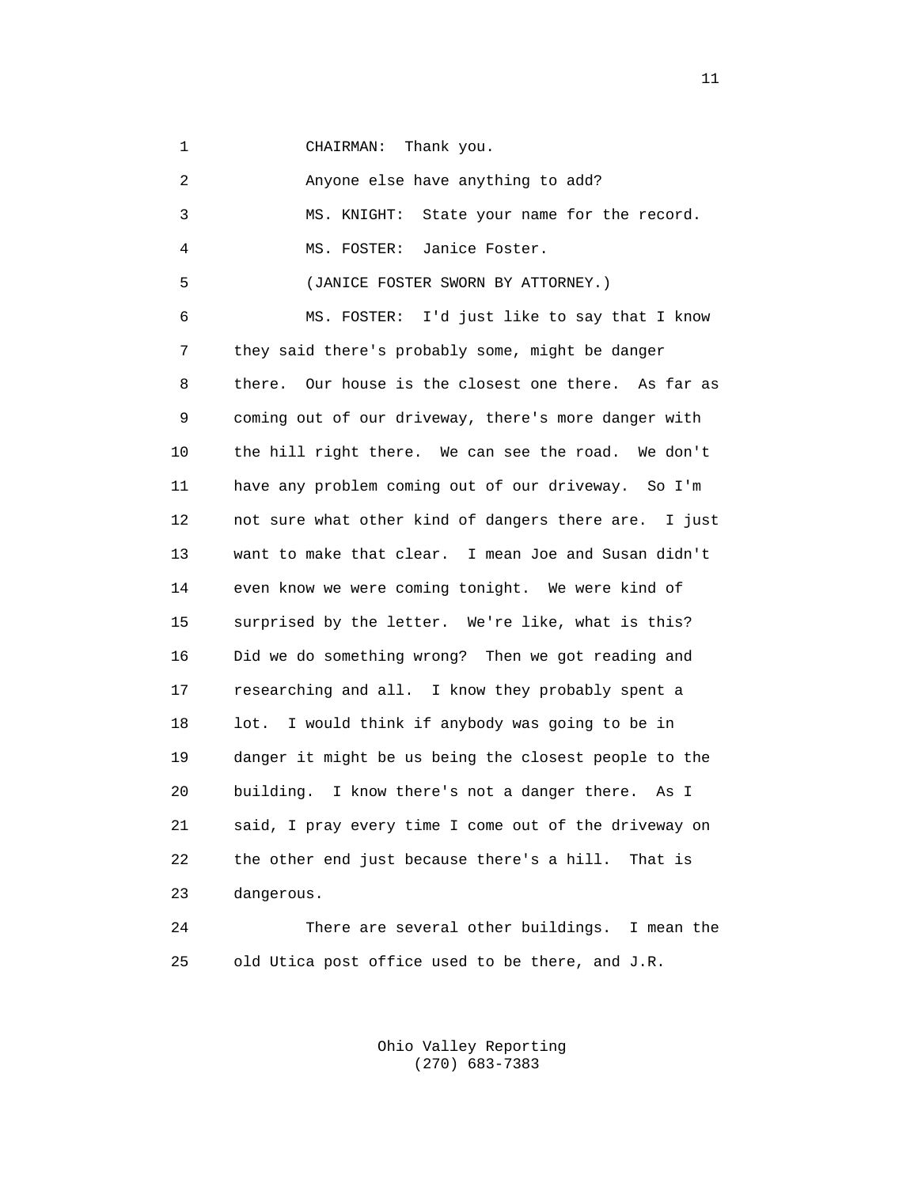CHAIRMAN: Thank you.

Anyone else have anything to add?

MS. KNIGHT: State your name for the record.

MS. FOSTER: Janice Foster.

(JANICE FOSTER SWORN BY ATTORNEY.)

MS. FOSTER: I'd just like to say that I know they said there's probably some, might be danger there. Our house is the closest one there. As far as coming out of our driveway, there's more danger with the hill right there. We can see the road. We don't have any problem coming out of our driveway. So I'm not sure what other kind of dangers there are. I just want to make that clear. I mean Joe and Susan didn't even know we were coming tonight. We were kind of surprised by the letter. We're like, what is this? Did we do something wrong? Then we got reading and researching and all. I know they probably spent a lot. I would think if anybody was going to be in danger it might be us being the closest people to the building. I know there's not a danger there. As I said, I pray every time I come out of the driveway on the other end just because there's a hill. That is dangerous.

There are several other buildings. I mean the old Utica post office used to be there, and J.R.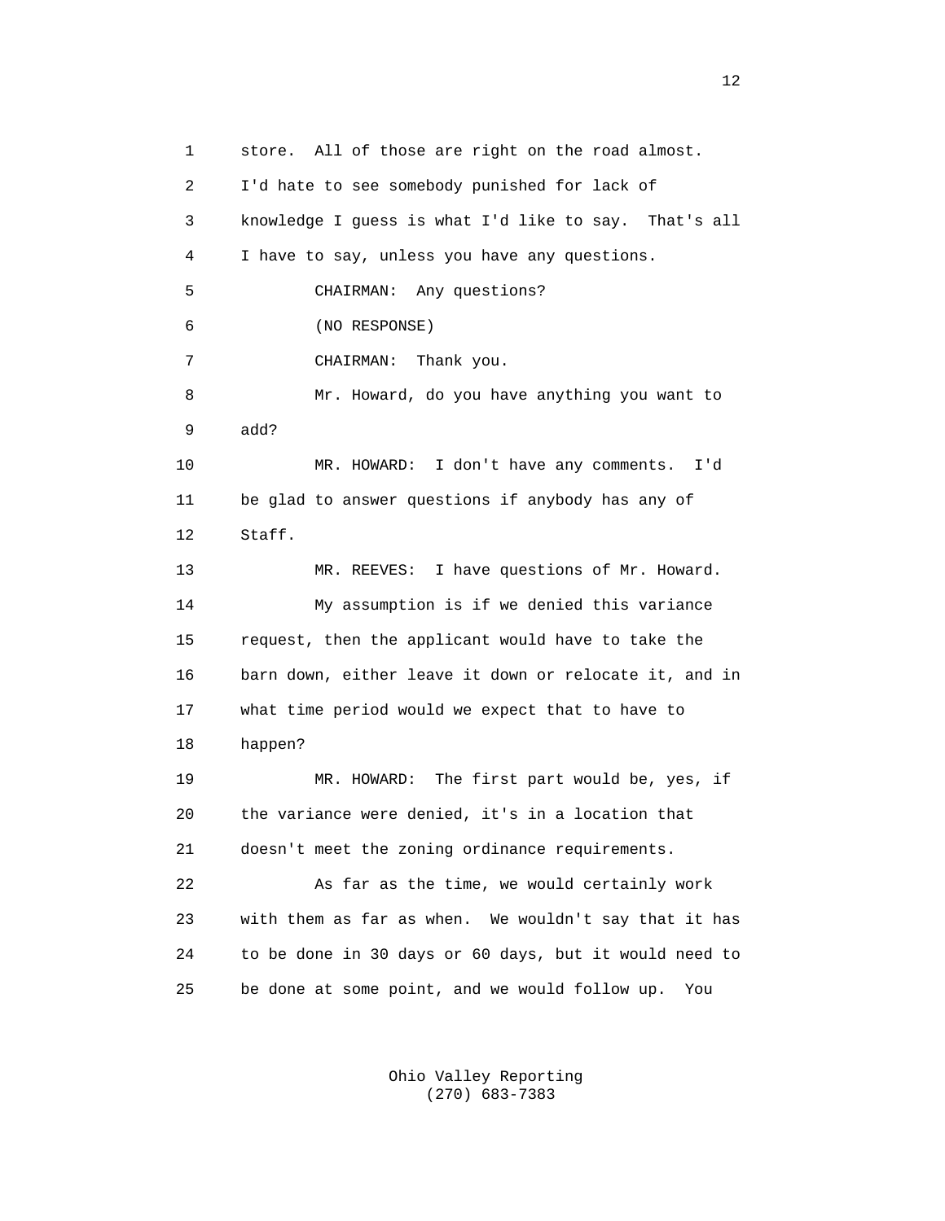store. All of those are right on the road almost. I'd hate to see somebody punished for lack of knowledge I guess is what I'd like to say. That's all I have to say, unless you have any questions.

CHAIRMAN: Any questions?

(NO RESPONSE)

CHAIRMAN: Thank you.

Mr. Howard, do you have anything you want to add?

MR. HOWARD: I don't have any comments. I'd be glad to answer questions if anybody has any of Staff.

MR. REEVES: I have questions of Mr. Howard.

My assumption is if we denied this variance request, then the applicant would have to take the barn down, either leave it down or relocate it, and in what time period would we expect that to have to happen?

MR. HOWARD: The first part would be, yes, if the variance were denied, it's in a location that doesn't meet the zoning ordinance requirements.

As far as the time, we would certainly work with them as far as when. We wouldn't say that it has to be done in 30 days or 60 days, but it would need to be done at some point, and we would follow up. You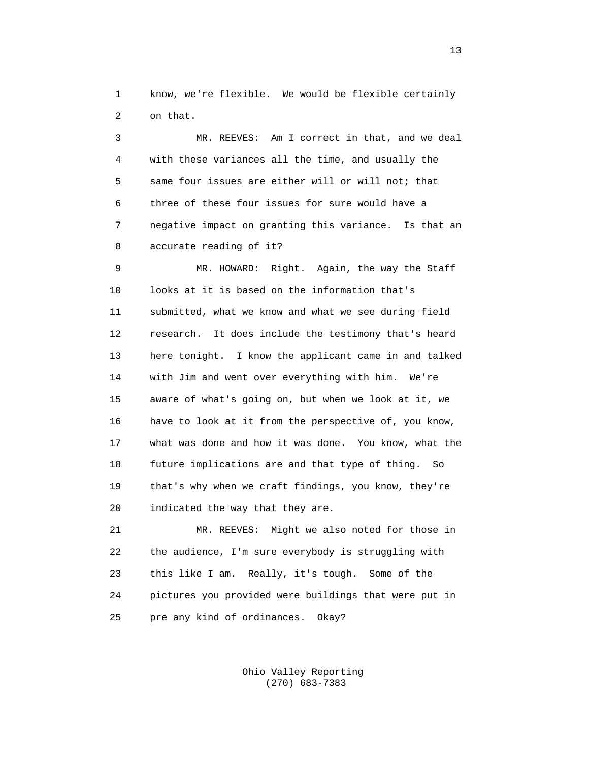1 know, we're flexible. We would be flexible certainly
2 on that.

3 MR. REEVES: Am I correct in that, and we deal
4 with these variances all the time, and usually the
5 same four issues are either will or will not; that
6 three of these four issues for sure would have a
7 negative impact on granting this variance. Is that an
8 accurate reading of it?

9 MR. HOWARD: Right. Again, the way the Staff
10 looks at it is based on the information that's
11 submitted, what we know and what we see during field
12 research. It does include the testimony that's heard
13 here tonight. I know the applicant came in and talked
14 with Jim and went over everything with him. We're
15 aware of what's going on, but when we look at it, we
16 have to look at it from the perspective of, you know,
17 what was done and how it was done. You know, what the
18 future implications are and that type of thing. So
19 that's why when we craft findings, you know, they're
20 indicated the way that they are.

21 MR. REEVES: Might we also noted for those in
22 the audience, I'm sure everybody is struggling with
23 this like I am. Really, it's tough. Some of the
24 pictures you provided were buildings that were put in
25 pre any kind of ordinances. Okay?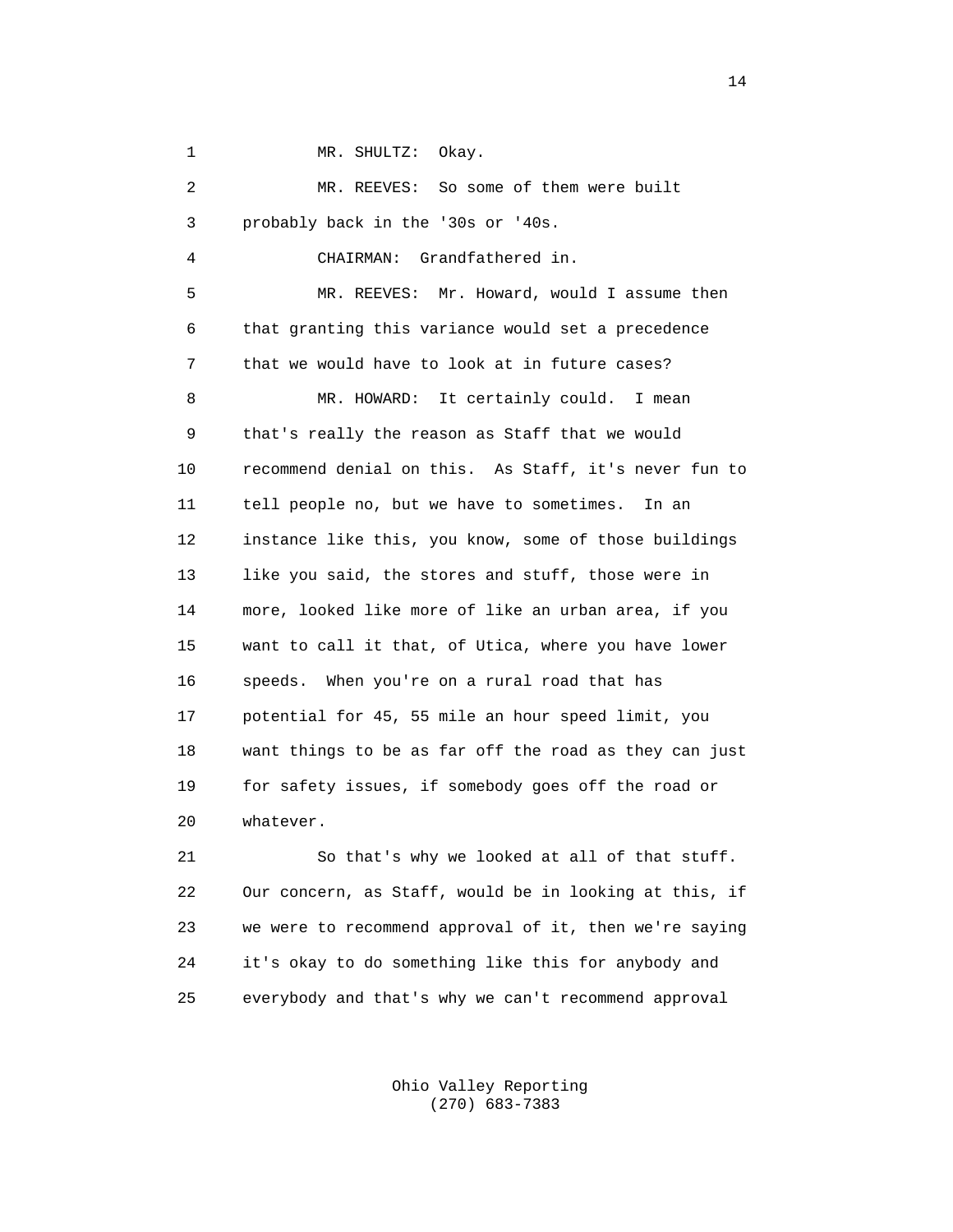MR. SHULTZ: Okay.

MR. REEVES: So some of them were built probably back in the '30s or '40s.

CHAIRMAN: Grandfathered in.

MR. REEVES: Mr. Howard, would I assume then that granting this variance would set a precedence that we would have to look at in future cases?

MR. HOWARD: It certainly could. I mean that's really the reason as Staff that we would recommend denial on this. As Staff, it's never fun to tell people no, but we have to sometimes. In an instance like this, you know, some of those buildings like you said, the stores and stuff, those were in more, looked like more of like an urban area, if you want to call it that, of Utica, where you have lower speeds. When you're on a rural road that has potential for 45, 55 mile an hour speed limit, you want things to be as far off the road as they can just for safety issues, if somebody goes off the road or whatever.

So that's why we looked at all of that stuff. Our concern, as Staff, would be in looking at this, if we were to recommend approval of it, then we're saying it's okay to do something like this for anybody and everybody and that's why we can't recommend approval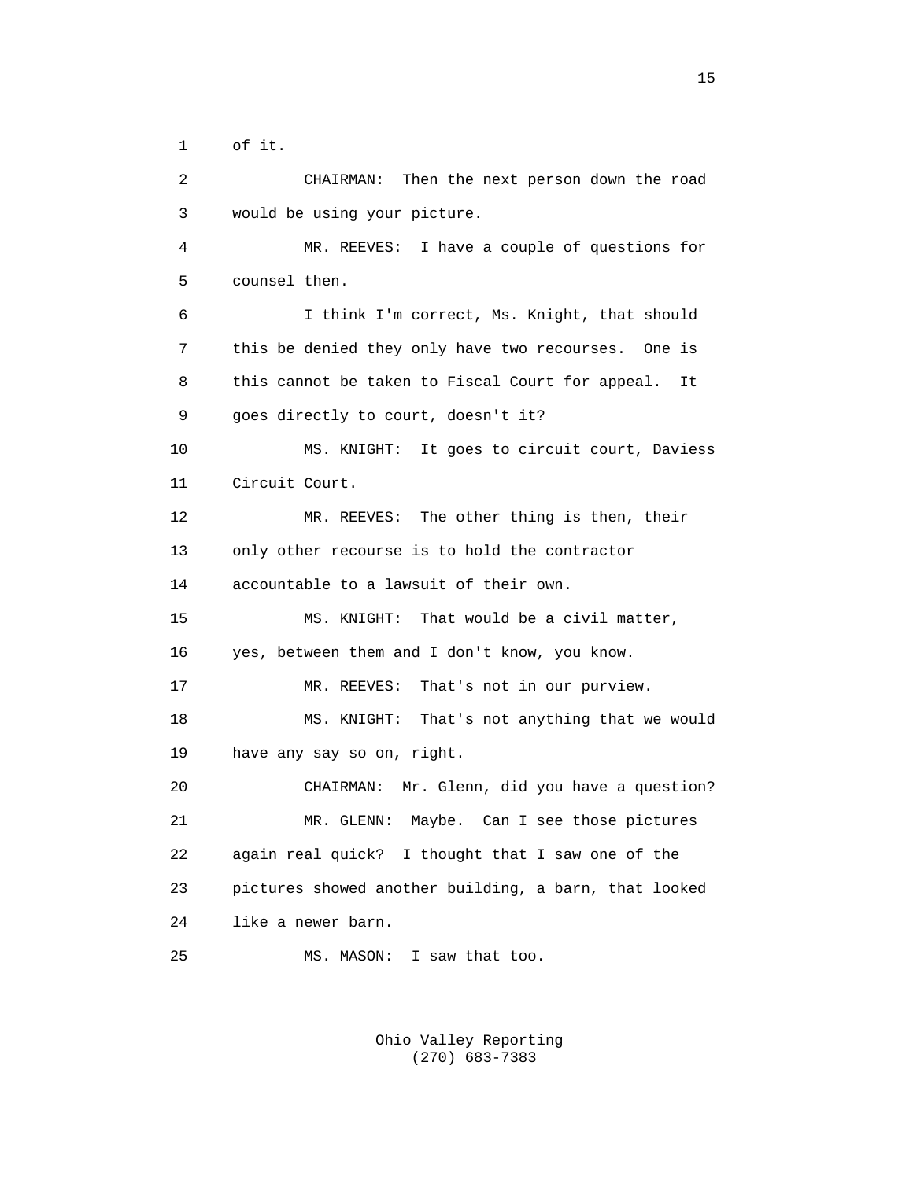of it.

CHAIRMAN: Then the next person down the road would be using your picture.

MR. REEVES: I have a couple of questions for counsel then.

I think I'm correct, Ms. Knight, that should this be denied they only have two recourses. One is this cannot be taken to Fiscal Court for appeal. It goes directly to court, doesn't it?

MS. KNIGHT: It goes to circuit court, Daviess Circuit Court.

MR. REEVES: The other thing is then, their only other recourse is to hold the contractor accountable to a lawsuit of their own.

MS. KNIGHT: That would be a civil matter, yes, between them and I don't know, you know.

MR. REEVES: That's not in our purview.

MS. KNIGHT: That's not anything that we would have any say so on, right.

CHAIRMAN: Mr. Glenn, did you have a question?

MR. GLENN: Maybe. Can I see those pictures again real quick? I thought that I saw one of the pictures showed another building, a barn, that looked like a newer barn.

MS. MASON: I saw that too.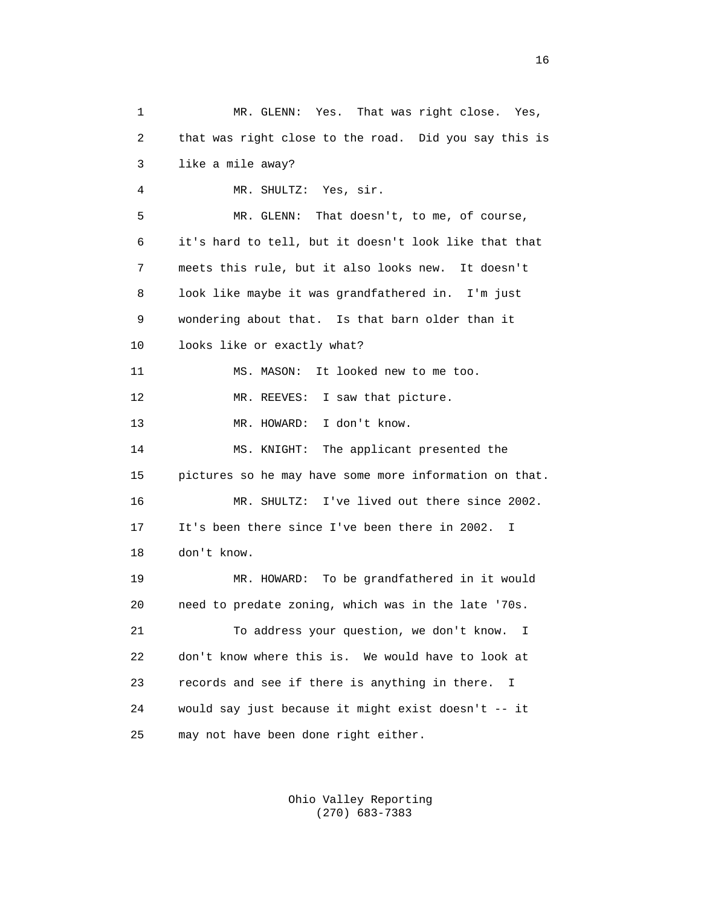MR. GLENN: Yes. That was right close. Yes, that was right close to the road. Did you say this is like a mile away?

MR. SHULTZ: Yes, sir.

MR. GLENN: That doesn't, to me, of course, it's hard to tell, but it doesn't look like that that meets this rule, but it also looks new. It doesn't look like maybe it was grandfathered in. I'm just wondering about that. Is that barn older than it looks like or exactly what?

MS. MASON: It looked new to me too.

MR. REEVES: I saw that picture.

MR. HOWARD: I don't know.

MS. KNIGHT: The applicant presented the pictures so he may have some more information on that.

MR. SHULTZ: I've lived out there since 2002. It's been there since I've been there in 2002. I don't know.

MR. HOWARD: To be grandfathered in it would need to predate zoning, which was in the late '70s.

To address your question, we don't know. I don't know where this is. We would have to look at records and see if there is anything in there. I would say just because it might exist doesn't -- it may not have been done right either.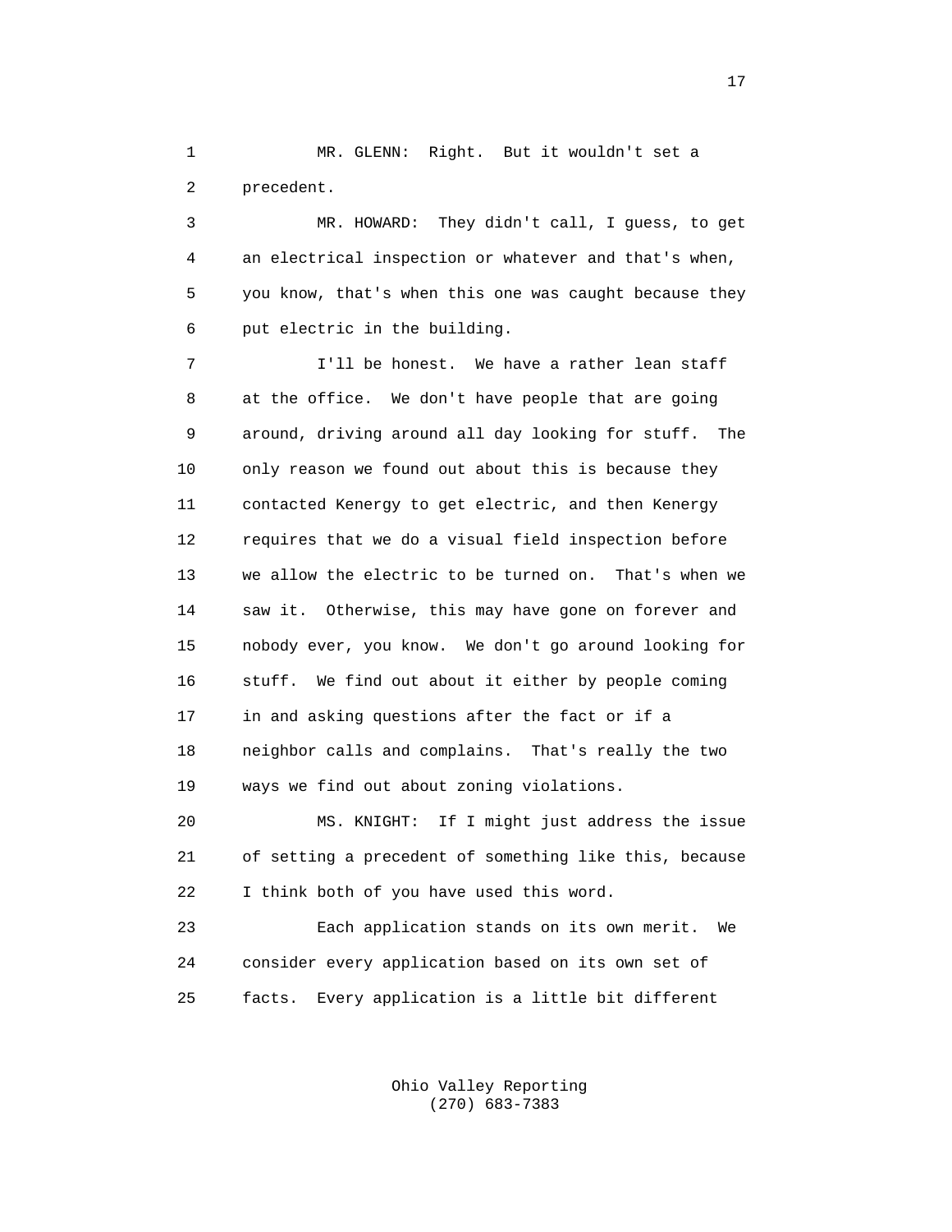MR. GLENN: Right. But it wouldn't set a precedent.

MR. HOWARD: They didn't call, I guess, to get an electrical inspection or whatever and that's when, you know, that's when this one was caught because they put electric in the building.

I'll be honest. We have a rather lean staff at the office. We don't have people that are going around, driving around all day looking for stuff. The only reason we found out about this is because they contacted Kenergy to get electric, and then Kenergy requires that we do a visual field inspection before we allow the electric to be turned on. That's when we saw it. Otherwise, this may have gone on forever and nobody ever, you know. We don't go around looking for stuff. We find out about it either by people coming in and asking questions after the fact or if a neighbor calls and complains. That's really the two ways we find out about zoning violations.

MS. KNIGHT: If I might just address the issue of setting a precedent of something like this, because I think both of you have used this word.

Each application stands on its own merit. We consider every application based on its own set of facts. Every application is a little bit different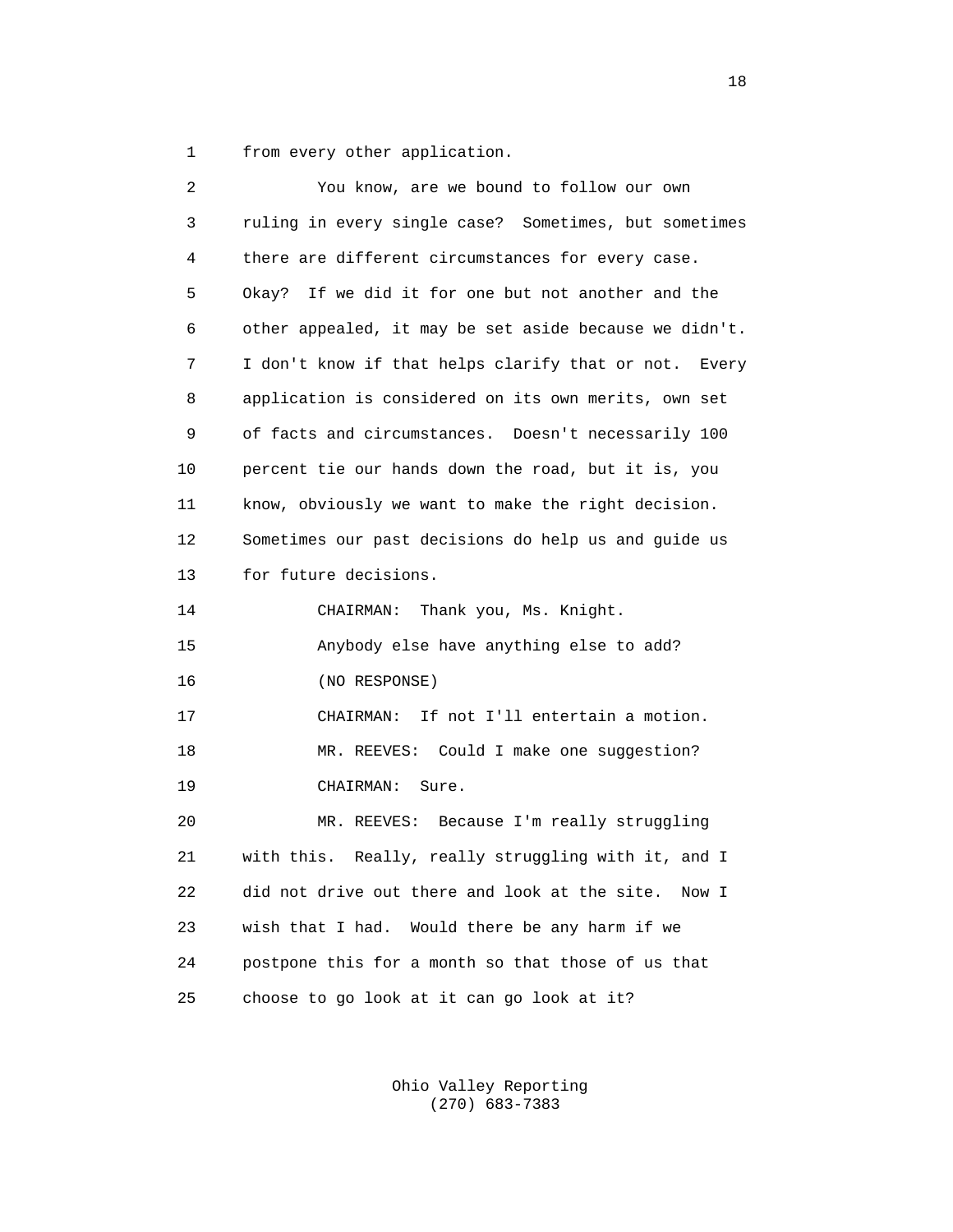from every other application.

You know, are we bound to follow our own ruling in every single case? Sometimes, but sometimes there are different circumstances for every case. Okay? If we did it for one but not another and the other appealed, it may be set aside because we didn't. I don't know if that helps clarify that or not. Every application is considered on its own merits, own set of facts and circumstances. Doesn't necessarily 100 percent tie our hands down the road, but it is, you know, obviously we want to make the right decision. Sometimes our past decisions do help us and guide us for future decisions.

CHAIRMAN: Thank you, Ms. Knight.

Anybody else have anything else to add?

(NO RESPONSE)

CHAIRMAN: If not I'll entertain a motion.

MR. REEVES: Could I make one suggestion?

CHAIRMAN: Sure.

MR. REEVES: Because I'm really struggling with this. Really, really struggling with it, and I did not drive out there and look at the site. Now I wish that I had. Would there be any harm if we postpone this for a month so that those of us that choose to go look at it can go look at it?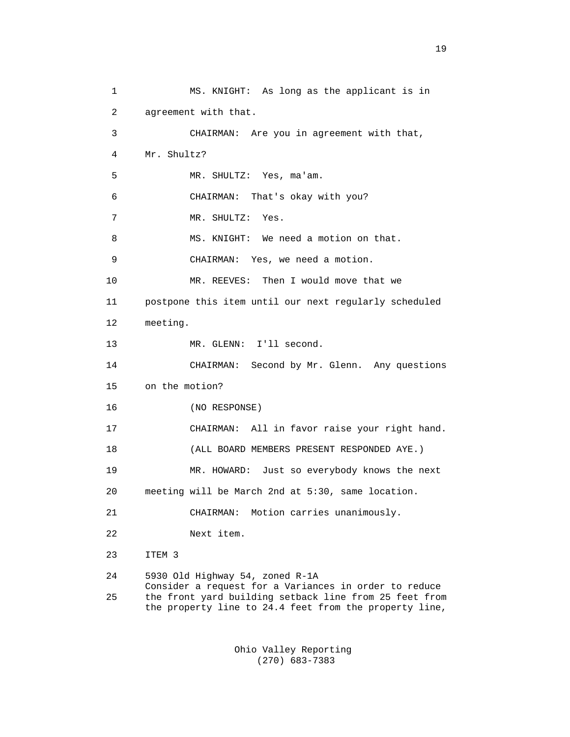1 MS. KNIGHT: As long as the applicant is in

2 agreement with that.

3 CHAIRMAN: Are you in agreement with that,

4 Mr. Shultz?

5 MR. SHULTZ: Yes, ma'am.

6 CHAIRMAN: That's okay with you?

7 MR. SHULTZ: Yes.

8 MS. KNIGHT: We need a motion on that.

9 CHAIRMAN: Yes, we need a motion.

10 MR. REEVES: Then I would move that we

11 postpone this item until our next regularly scheduled

12 meeting.

13 MR. GLENN: I'll second.

14 CHAIRMAN: Second by Mr. Glenn. Any questions

15 on the motion?

16 (NO RESPONSE)

17 CHAIRMAN: All in favor raise your right hand.

18 (ALL BOARD MEMBERS PRESENT RESPONDED AYE.)

19 MR. HOWARD: Just so everybody knows the next

20 meeting will be March 2nd at 5:30, same location.

21 CHAIRMAN: Motion carries unanimously.

22 Next item.

23 ITEM 3

24 5930 Old Highway 54, zoned R-1A
Consider a request for a Variances in order to reduce
25 the front yard building setback line from 25 feet from
the property line to 24.4 feet from the property line,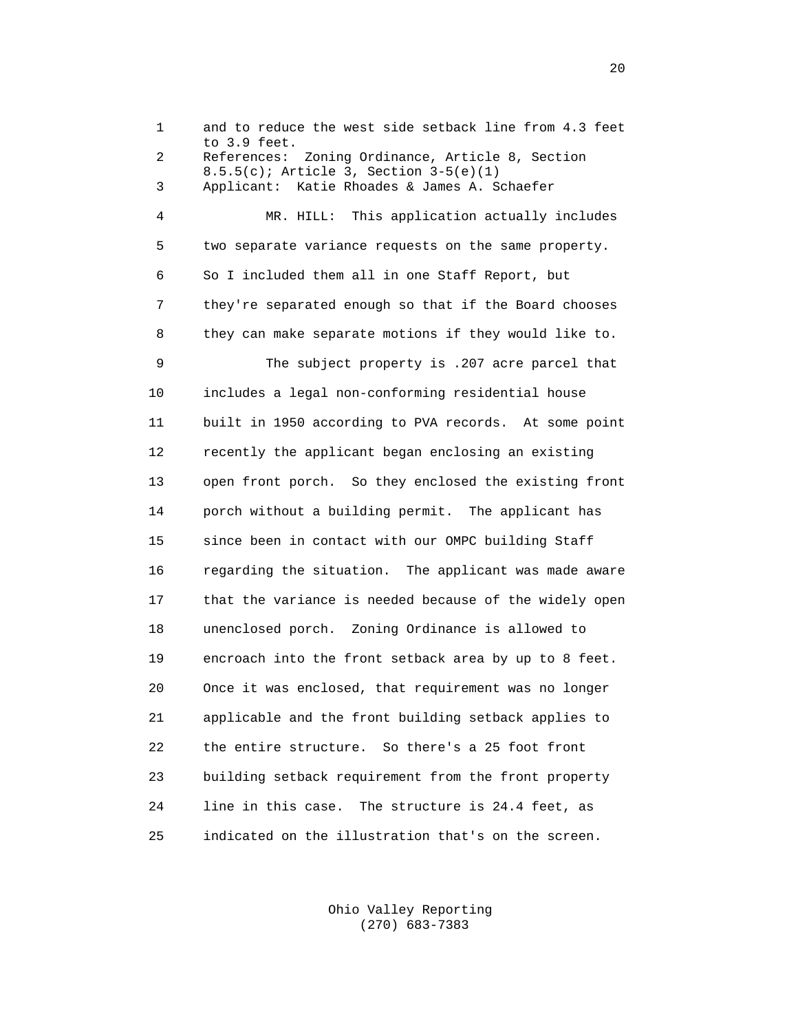1 and to reduce the west side setback line from 4.3 feet to 3.9 feet.

2 References: Zoning Ordinance, Article 8, Section 8.5.5(c); Article 3, Section 3-5(e)(1)

3 Applicant: Katie Rhoades & James A. Schaefer

4 MR. HILL: This application actually includes

5 two separate variance requests on the same property.

6 So I included them all in one Staff Report, but

7 they're separated enough so that if the Board chooses

8 they can make separate motions if they would like to.

9 The subject property is .207 acre parcel that

10 includes a legal non-conforming residential house

11 built in 1950 according to PVA records. At some point

12 recently the applicant began enclosing an existing

13 open front porch. So they enclosed the existing front

14 porch without a building permit. The applicant has

15 since been in contact with our OMPC building Staff

16 regarding the situation. The applicant was made aware

17 that the variance is needed because of the widely open

18 unenclosed porch. Zoning Ordinance is allowed to

19 encroach into the front setback area by up to 8 feet.

20 Once it was enclosed, that requirement was no longer

21 applicable and the front building setback applies to

22 the entire structure. So there's a 25 foot front

23 building setback requirement from the front property

24 line in this case. The structure is 24.4 feet, as

25 indicated on the illustration that's on the screen.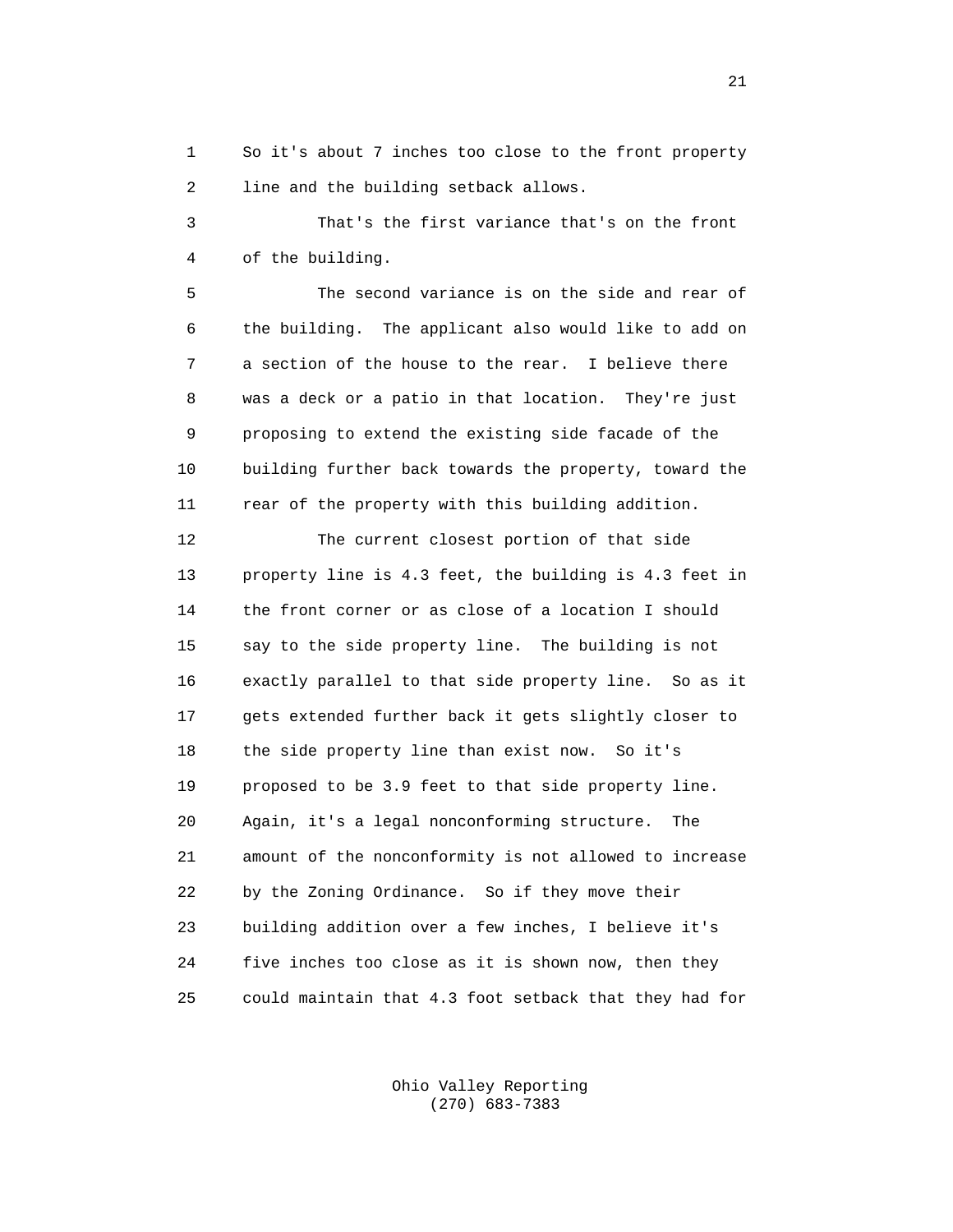So it's about 7 inches too close to the front property line and the building setback allows.

That's the first variance that's on the front of the building.

The second variance is on the side and rear of the building. The applicant also would like to add on a section of the house to the rear. I believe there was a deck or a patio in that location. They're just proposing to extend the existing side facade of the building further back towards the property, toward the rear of the property with this building addition.

The current closest portion of that side property line is 4.3 feet, the building is 4.3 feet in the front corner or as close of a location I should say to the side property line. The building is not exactly parallel to that side property line. So as it gets extended further back it gets slightly closer to the side property line than exist now. So it's proposed to be 3.9 feet to that side property line. Again, it's a legal nonconforming structure. The amount of the nonconformity is not allowed to increase by the Zoning Ordinance. So if they move their building addition over a few inches, I believe it's five inches too close as it is shown now, then they could maintain that 4.3 foot setback that they had for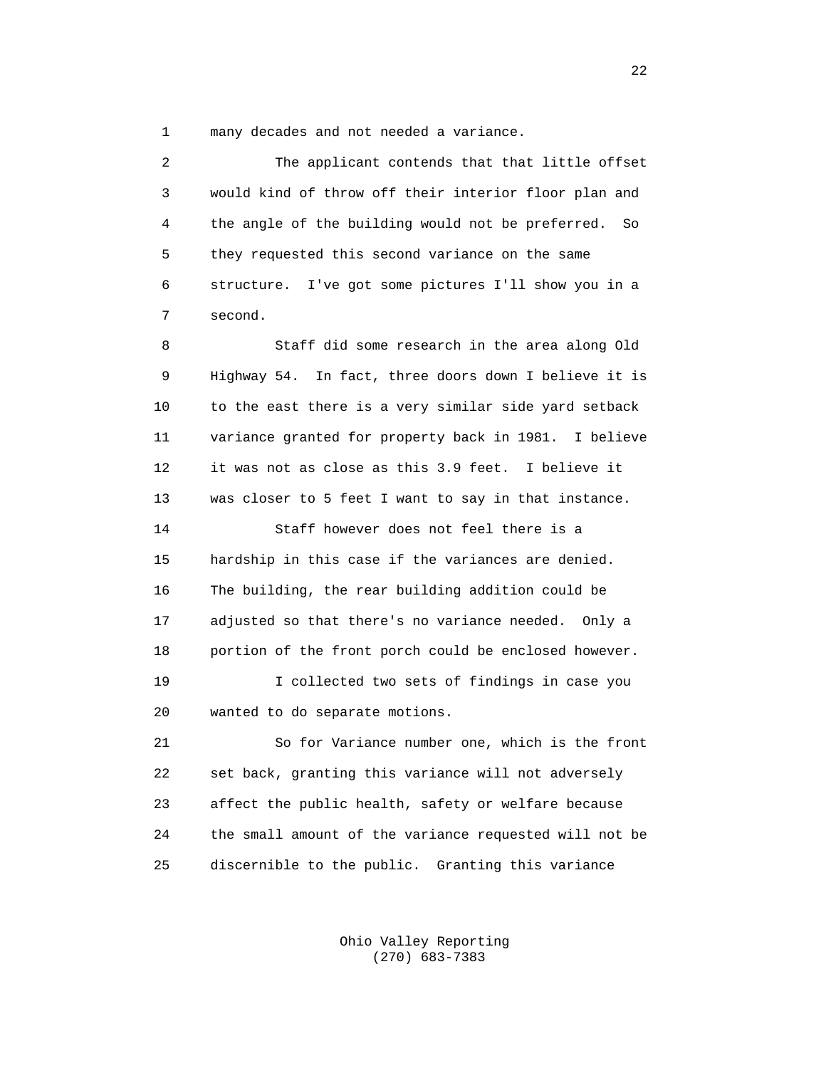many decades and not needed a variance.

The applicant contends that that little offset would kind of throw off their interior floor plan and the angle of the building would not be preferred. So they requested this second variance on the same structure. I've got some pictures I'll show you in a second.

Staff did some research in the area along Old Highway 54. In fact, three doors down I believe it is to the east there is a very similar side yard setback variance granted for property back in 1981. I believe it was not as close as this 3.9 feet. I believe it was closer to 5 feet I want to say in that instance.

Staff however does not feel there is a hardship in this case if the variances are denied. The building, the rear building addition could be adjusted so that there's no variance needed. Only a portion of the front porch could be enclosed however.

I collected two sets of findings in case you wanted to do separate motions.

So for Variance number one, which is the front set back, granting this variance will not adversely affect the public health, safety or welfare because the small amount of the variance requested will not be discernible to the public. Granting this variance

Ohio Valley Reporting
(270) 683-7383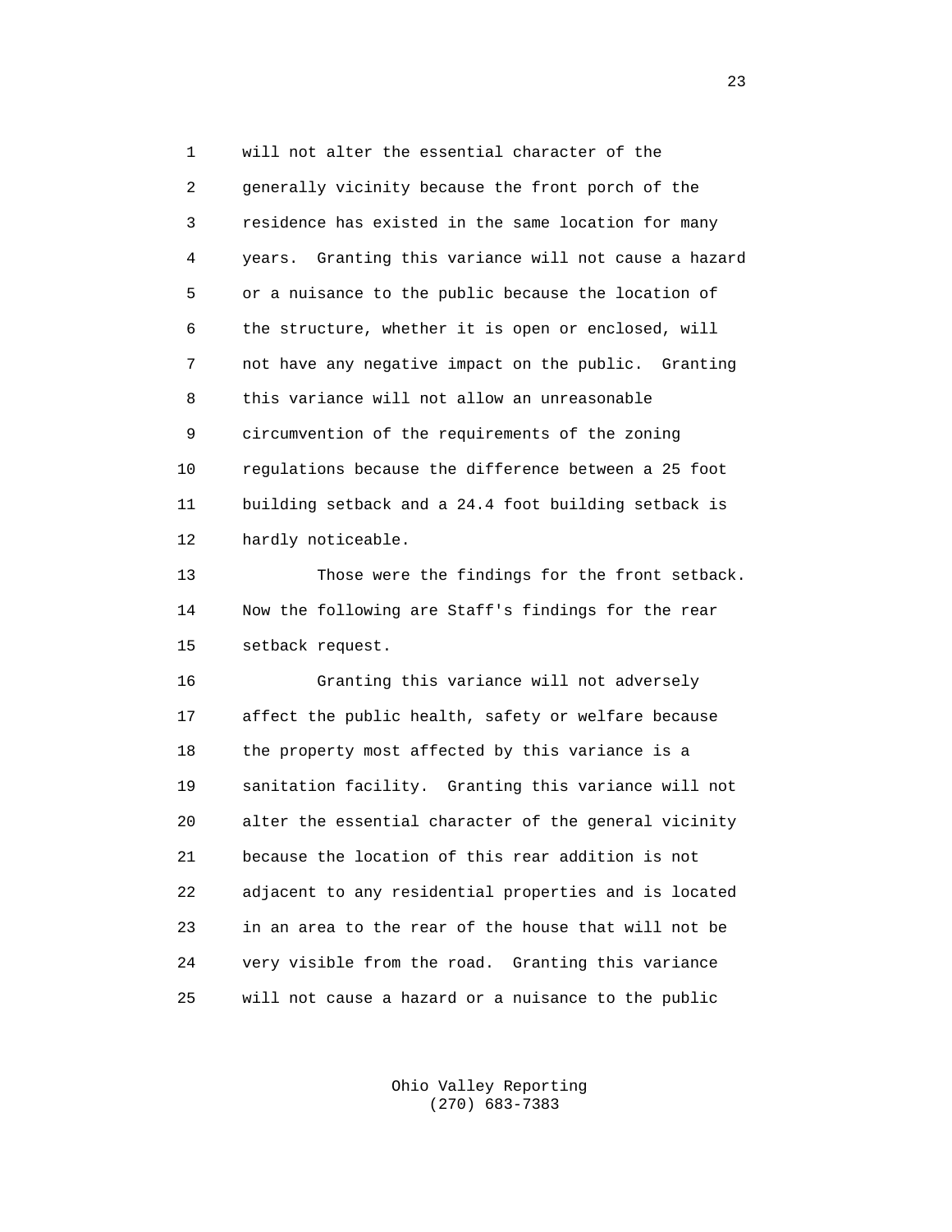will not alter the essential character of the generally vicinity because the front porch of the residence has existed in the same location for many years. Granting this variance will not cause a hazard or a nuisance to the public because the location of the structure, whether it is open or enclosed, will not have any negative impact on the public. Granting this variance will not allow an unreasonable circumvention of the requirements of the zoning regulations because the difference between a 25 foot building setback and a 24.4 foot building setback is hardly noticeable.

Those were the findings for the front setback. Now the following are Staff's findings for the rear setback request.

Granting this variance will not adversely affect the public health, safety or welfare because the property most affected by this variance is a sanitation facility. Granting this variance will not alter the essential character of the general vicinity because the location of this rear addition is not adjacent to any residential properties and is located in an area to the rear of the house that will not be very visible from the road. Granting this variance will not cause a hazard or a nuisance to the public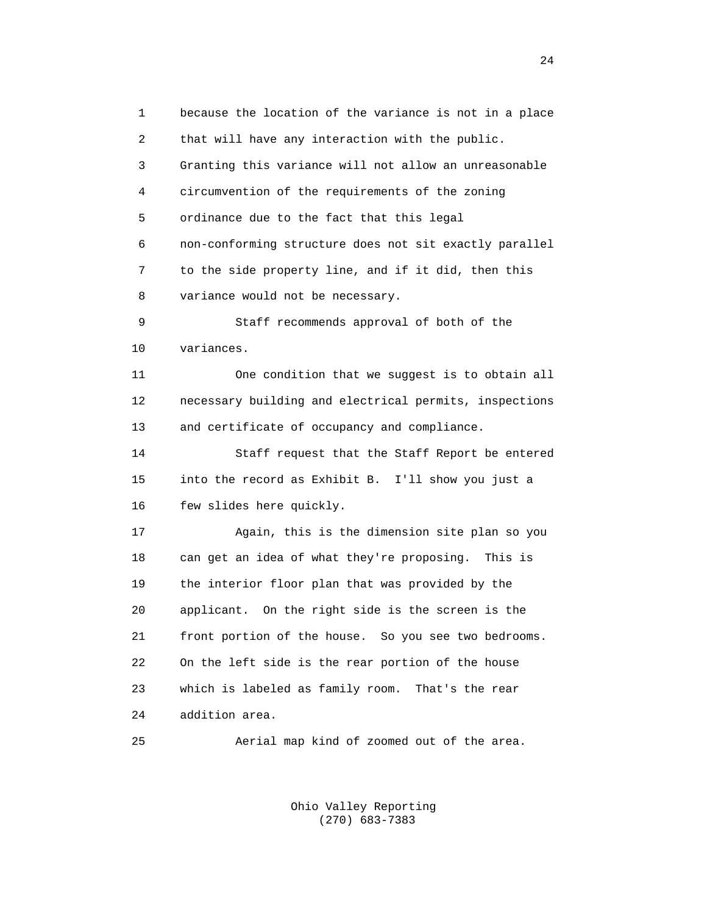because the location of the variance is not in a place that will have any interaction with the public. Granting this variance will not allow an unreasonable circumvention of the requirements of the zoning ordinance due to the fact that this legal non-conforming structure does not sit exactly parallel to the side property line, and if it did, then this variance would not be necessary.

Staff recommends approval of both of the variances.

One condition that we suggest is to obtain all necessary building and electrical permits, inspections and certificate of occupancy and compliance.

Staff request that the Staff Report be entered into the record as Exhibit B. I'll show you just a few slides here quickly.

Again, this is the dimension site plan so you can get an idea of what they're proposing. This is the interior floor plan that was provided by the applicant. On the right side is the screen is the front portion of the house. So you see two bedrooms. On the left side is the rear portion of the house which is labeled as family room. That's the rear addition area.

Aerial map kind of zoomed out of the area.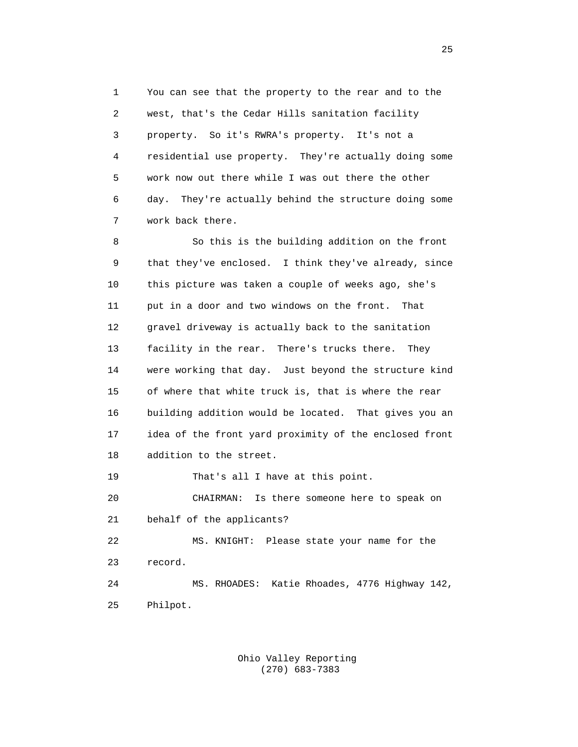You can see that the property to the rear and to the west, that's the Cedar Hills sanitation facility property. So it's RWRA's property. It's not a residential use property. They're actually doing some work now out there while I was out there the other day. They're actually behind the structure doing some work back there.

So this is the building addition on the front that they've enclosed. I think they've already, since this picture was taken a couple of weeks ago, she's put in a door and two windows on the front. That gravel driveway is actually back to the sanitation facility in the rear. There's trucks there. They were working that day. Just beyond the structure kind of where that white truck is, that is where the rear building addition would be located. That gives you an idea of the front yard proximity of the enclosed front addition to the street.

That's all I have at this point.

CHAIRMAN: Is there someone here to speak on behalf of the applicants?

MS. KNIGHT: Please state your name for the record.

MS. RHOADES: Katie Rhoades, 4776 Highway 142, Philpot.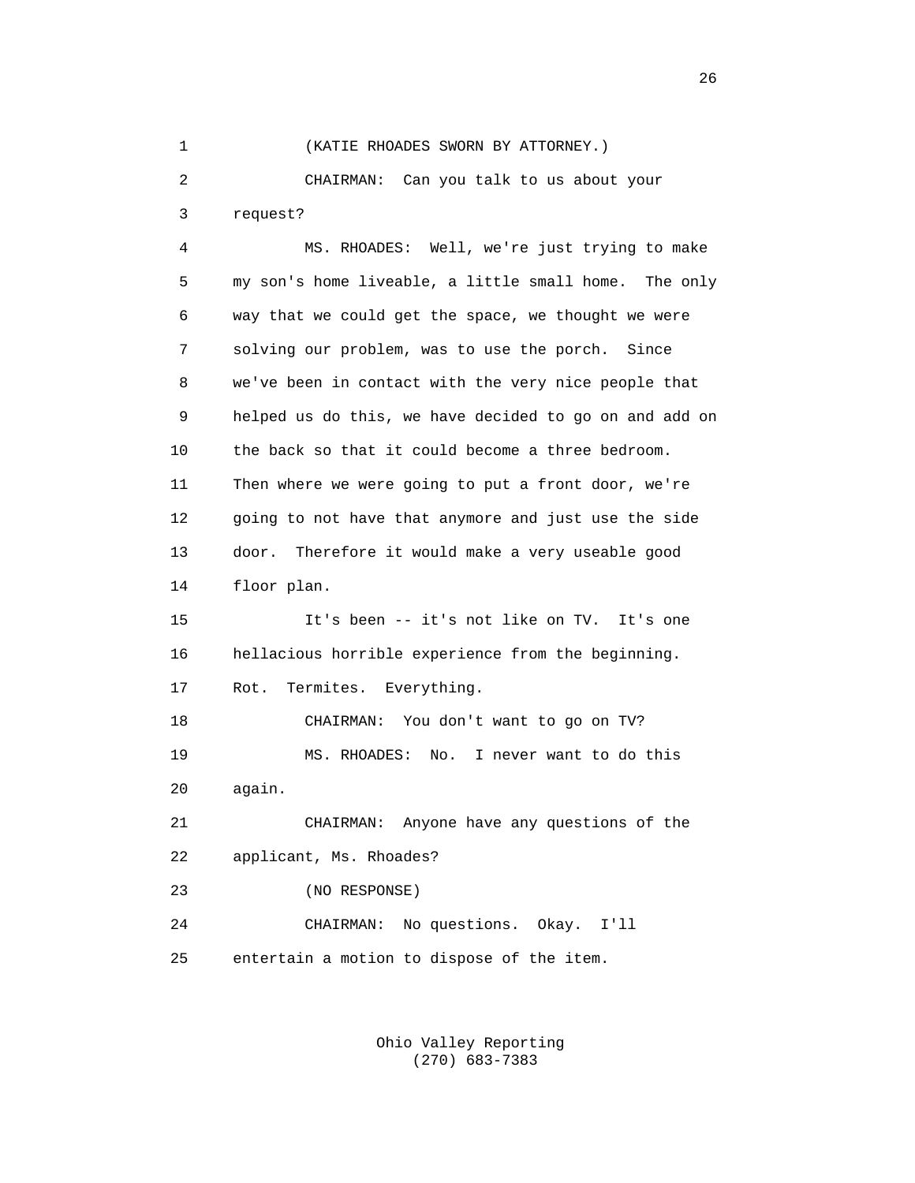(KATIE RHOADES SWORN BY ATTORNEY.)

CHAIRMAN: Can you talk to us about your request?

MS. RHOADES: Well, we're just trying to make my son's home liveable, a little small home. The only way that we could get the space, we thought we were solving our problem, was to use the porch. Since we've been in contact with the very nice people that helped us do this, we have decided to go on and add on the back so that it could become a three bedroom. Then where we were going to put a front door, we're going to not have that anymore and just use the side door. Therefore it would make a very useable good floor plan.

It's been -- it's not like on TV. It's one hellacious horrible experience from the beginning. Rot. Termites. Everything.

CHAIRMAN: You don't want to go on TV?

MS. RHOADES: No. I never want to do this again.

CHAIRMAN: Anyone have any questions of the applicant, Ms. Rhoades?

(NO RESPONSE)

CHAIRMAN: No questions. Okay. I'll entertain a motion to dispose of the item.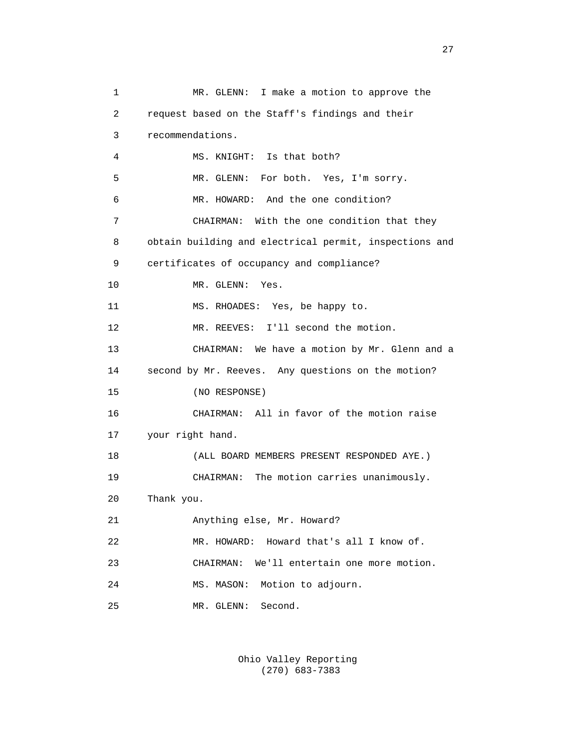1 MR. GLENN: I make a motion to approve the
2 request based on the Staff's findings and their
3 recommendations.
4 MS. KNIGHT: Is that both?
5 MR. GLENN: For both. Yes, I'm sorry.
6 MR. HOWARD: And the one condition?
7 CHAIRMAN: With the one condition that they
8 obtain building and electrical permit, inspections and
9 certificates of occupancy and compliance?
10 MR. GLENN: Yes.
11 MS. RHOADES: Yes, be happy to.
12 MR. REEVES: I'll second the motion.
13 CHAIRMAN: We have a motion by Mr. Glenn and a
14 second by Mr. Reeves. Any questions on the motion?
15 (NO RESPONSE)
16 CHAIRMAN: All in favor of the motion raise
17 your right hand.
18 (ALL BOARD MEMBERS PRESENT RESPONDED AYE.)
19 CHAIRMAN: The motion carries unanimously.
20 Thank you.
21 Anything else, Mr. Howard?
22 MR. HOWARD: Howard that's all I know of.
23 CHAIRMAN: We'll entertain one more motion.
24 MS. MASON: Motion to adjourn.
25 MR. GLENN: Second.

Ohio Valley Reporting
(270) 683-7383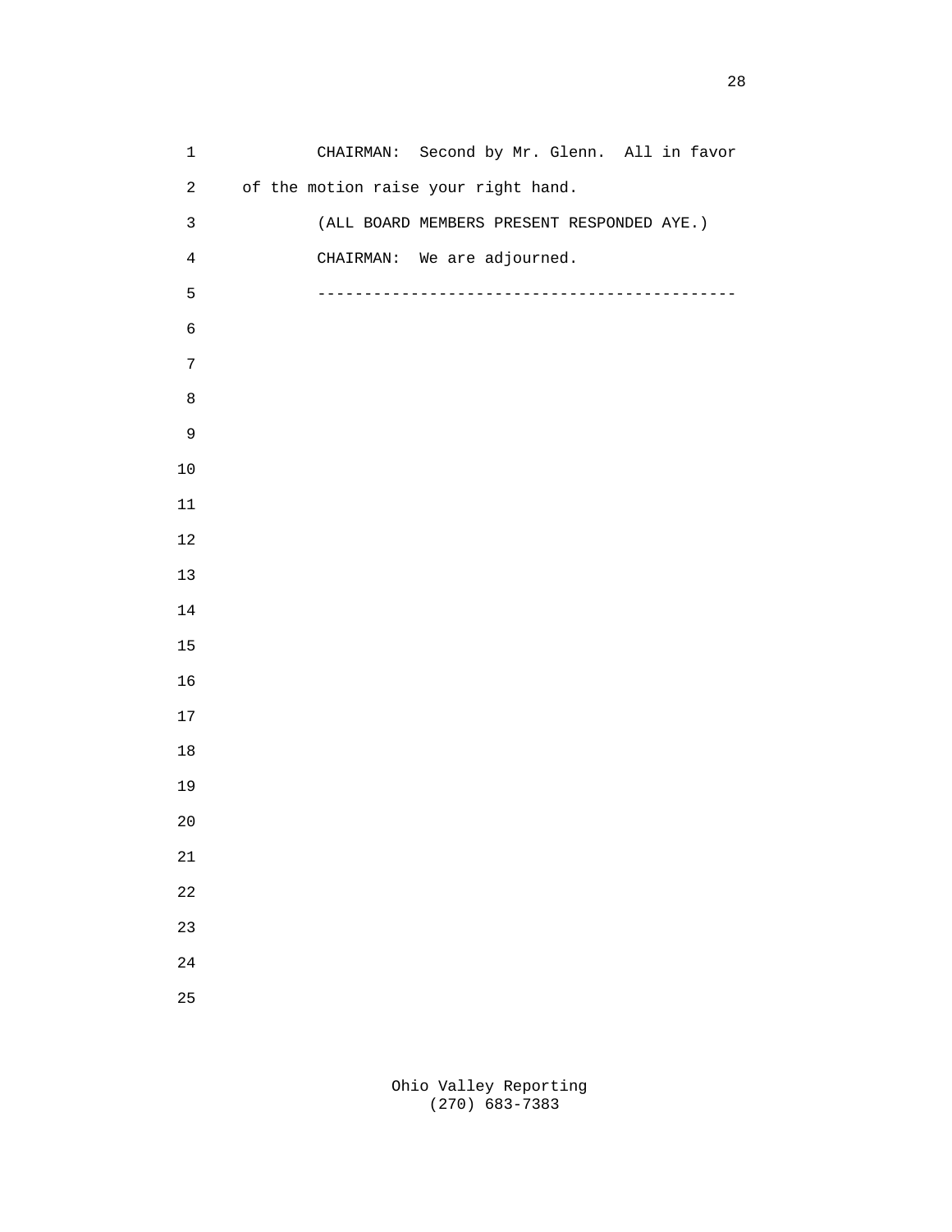CHAIRMAN: Second by Mr. Glenn. All in favor of the motion raise your right hand.

(ALL BOARD MEMBERS PRESENT RESPONDED AYE.)

CHAIRMAN: We are adjourned.

---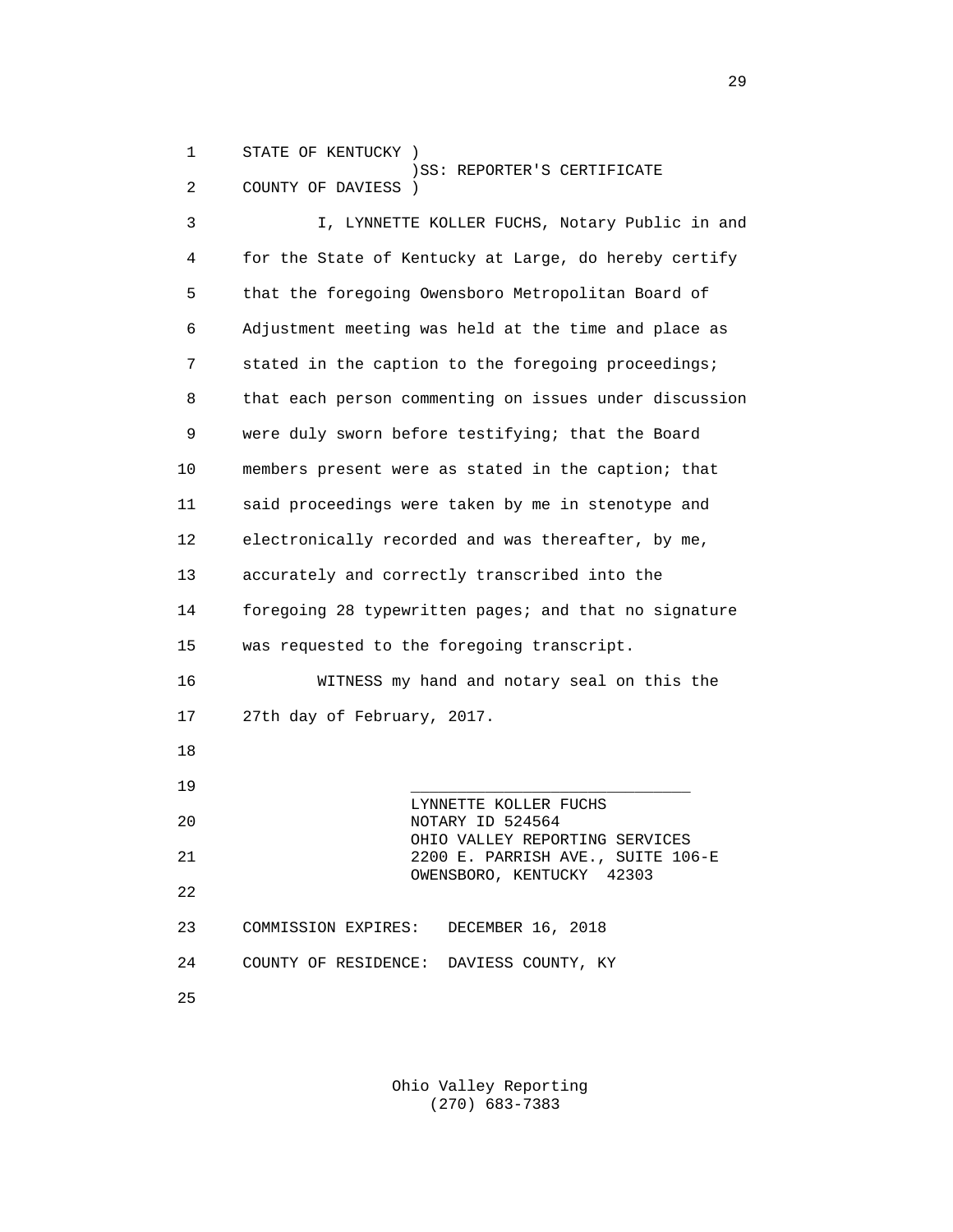STATE OF KENTUCKY )
)SS: REPORTER'S CERTIFICATE
COUNTY OF DAVIESS )

I, LYNNETTE KOLLER FUCHS, Notary Public in and for the State of Kentucky at Large, do hereby certify that the foregoing Owensboro Metropolitan Board of Adjustment meeting was held at the time and place as stated in the caption to the foregoing proceedings; that each person commenting on issues under discussion were duly sworn before testifying; that the Board members present were as stated in the caption; that said proceedings were taken by me in stenotype and electronically recorded and was thereafter, by me, accurately and correctly transcribed into the foregoing 28 typewritten pages; and that no signature was requested to the foregoing transcript.

WITNESS my hand and notary seal on this the 27th day of February, 2017.

\_\_\_\_\_\_\_\_\_\_\_\_\_\_\_\_\_\_\_\_\_\_\_\_\_\_\_\_\_\_
LYNNETTE KOLLER FUCHS
NOTARY ID 524564
OHIO VALLEY REPORTING SERVICES
2200 E. PARRISH AVE., SUITE 106-E
OWENSBORO, KENTUCKY 42303

COMMISSION EXPIRES: DECEMBER 16, 2018

COUNTY OF RESIDENCE: DAVIESS COUNTY, KY